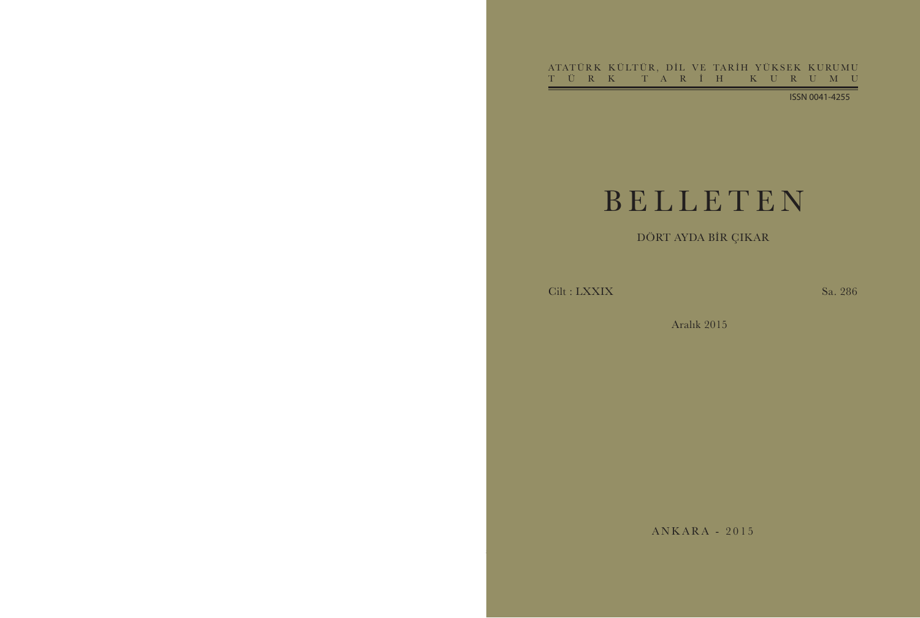ATATÜRK KÜLTÜR, DİL VE TARİH YÜKSEK KURUMU

TÜRK TARİH KURUMU

ISSN 0041-4255

# BELLETEN

DÖRT AYDA BİR ÇIKAR

Cilt : LXXIX

Sa. 286

Aralık 2015

ANKARA - 2015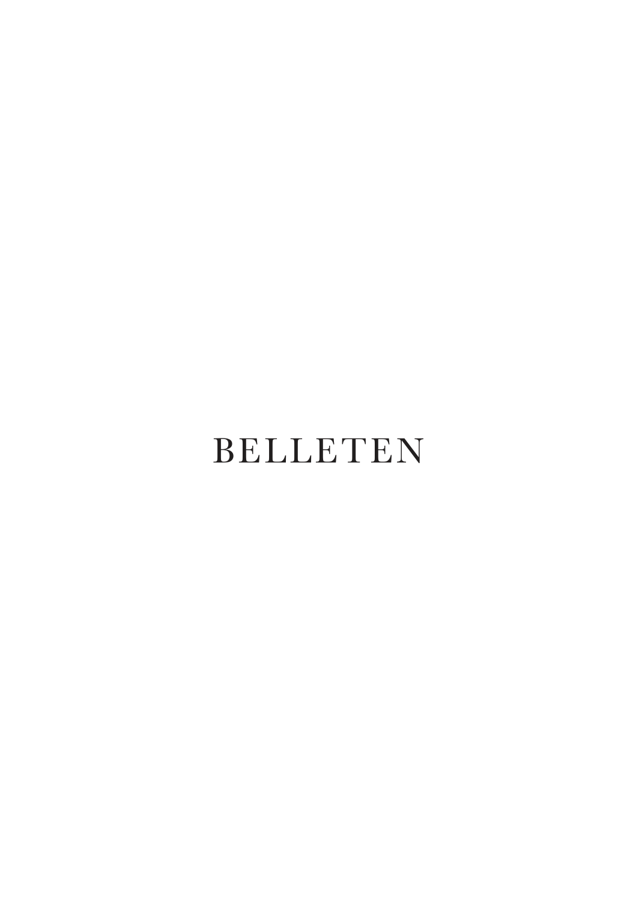BELLETEN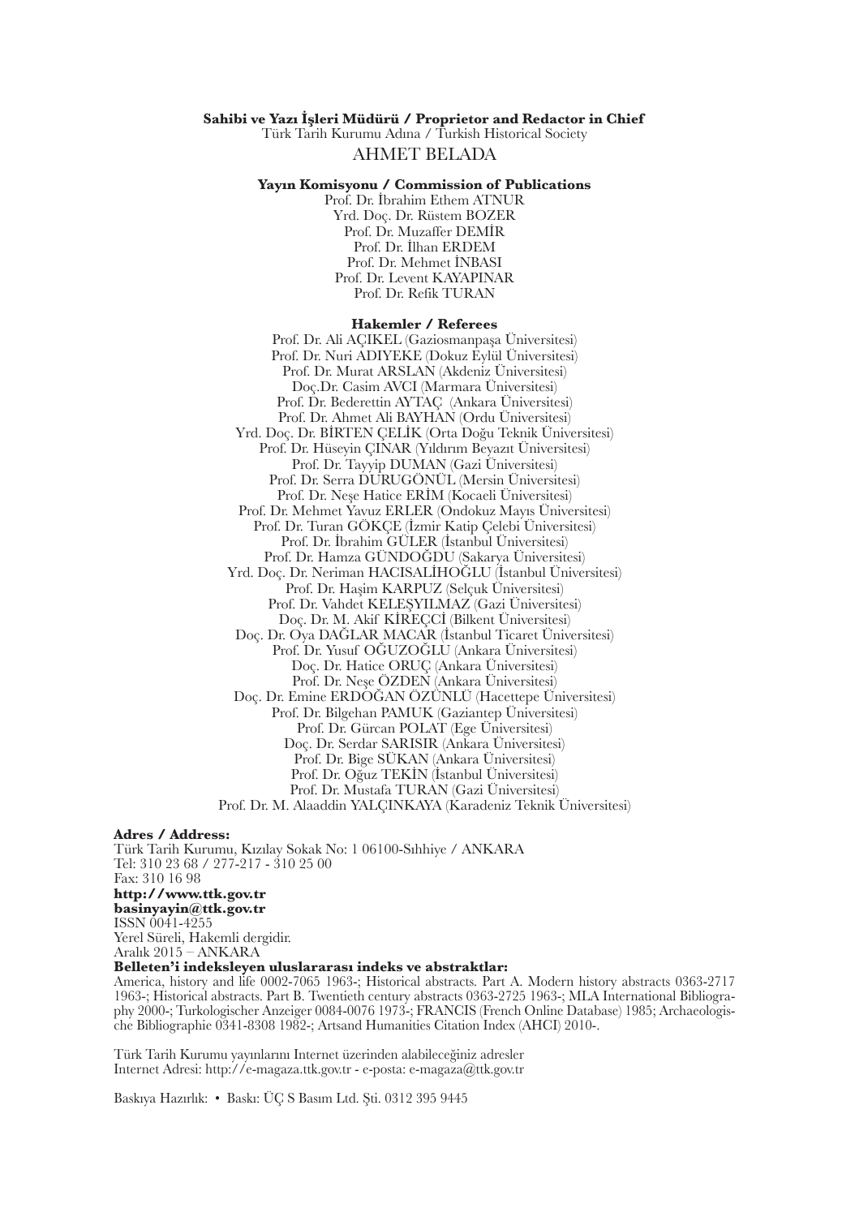**Sahibi ve Yazı İşleri Müdürü / Proprietor and Redactor in Chief**
Türk Tarih Kurumu Adına / Turkish Historical Society
AHMET BELADA

**Yayın Komisyonu / Commission of Publications**
Prof. Dr. İbrahim Ethem ATNUR
Yrd. Doç. Dr. Rüstem BOZER
Prof. Dr. Muzaffer DEMİR
Prof. Dr. İlhan ERDEM
Prof. Dr. Mehmet İNBASI
Prof. Dr. Levent KAYAPINAR
Prof. Dr. Refik TURAN

**Hakemler / Referees**
Prof. Dr. Ali AÇIKEL (Gaziosmanpaşa Üniversitesi)
Prof. Dr. Nuri ADIYEKE (Dokuz Eylül Üniversitesi)
Prof. Dr. Murat ARSLAN (Akdeniz Üniversitesi)
Doç.Dr. Casim AVCI (Marmara Üniversitesi)
Prof. Dr. Bederettin AYTAÇ (Ankara Üniversitesi)
Prof. Dr. Ahmet Ali BAYHAN (Ordu Üniversitesi)
Yrd. Doç. Dr. BİRTEN ÇELİK (Orta Doğu Teknik Üniversitesi)
Prof. Dr. Hüseyin ÇINAR (Yıldırım Beyazıt Üniversitesi)
Prof. Dr. Tayyip DUMAN (Gazi Üniversitesi)
Prof. Dr. Serra DURUGÖNÜL (Mersin Üniversitesi)
Prof. Dr. Neşe Hatice ERİM (Kocaeli Üniversitesi)
Prof. Dr. Mehmet Yavuz ERLER (Ondokuz Mayıs Üniversitesi)
Prof. Dr. Turan GÖKÇE (İzmir Katip Çelebi Üniversitesi)
Prof. Dr. İbrahim GÜLER (İstanbul Üniversitesi)
Prof. Dr. Hamza GÜNDOĞDU (Sakarya Üniversitesi)
Yrd. Doç. Dr. Neriman HACISALİHOĞLU (İstanbul Üniversitesi)
Prof. Dr. Haşim KARPUZ (Selçuk Üniversitesi)
Prof. Dr. Vahdet KELEŞYILMAZ (Gazi Üniversitesi)
Doç. Dr. M. Akif KİREÇCİ (Bilkent Üniversitesi)
Doç. Dr. Oya DAĞLAR MACAR (İstanbul Ticaret Üniversitesi)
Prof. Dr. Yusuf OĞUZOĞLU (Ankara Üniversitesi)
Doç. Dr. Hatice ORUÇ (Ankara Üniversitesi)
Prof. Dr. Neşe ÖZDEN (Ankara Üniversitesi)
Doç. Dr. Emine ERDOĞAN ÖZÜNLÜ (Hacettepe Üniversitesi)
Prof. Dr. Bilgehan PAMUK (Gaziantep Üniversitesi)
Prof. Dr. Gürcan POLAT (Ege Üniversitesi)
Doç. Dr. Serdar SARISIR (Ankara Üniversitesi)
Prof. Dr. Bige SÜKAN (Ankara Üniversitesi)
Prof. Dr. Oğuz TEKİN (İstanbul Üniversitesi)
Prof. Dr. Mustafa TURAN (Gazi Üniversitesi)
Prof. Dr. M. Alaaddin YALÇINKAYA (Karadeniz Teknik Üniversitesi)

**Adres / Address:**
Türk Tarih Kurumu, Kızılay Sokak No: 1 06100-Sıhhiye / ANKARA
Tel: 310 23 68 / 277-217 - 310 25 00
Fax: 310 16 98
**http://www.ttk.gov.tr**
**basinyayin@ttk.gov.tr**
ISSN 0041-4255
Yerel Süreli, Hakemli dergidir.
Aralık 2015 – ANKARA

**Belleten'i indeksleyen uluslararası indeks ve abstraktlar:**
America, history and life 0002-7065 1963-; Historical abstracts. Part A. Modern history abstracts 0363-2717 1963-; Historical abstracts. Part B. Twentieth century abstracts 0363-2725 1963-; MLA International Bibliography 2000-; Turkologischer Anzeiger 0084-0076 1973-; FRANCIS (French Online Database) 1985; Archaeologische Bibliographie 0341-8308 1982-; Artsand Humanities Citation Index (AHCI) 2010-.

Türk Tarih Kurumu yayınlarını Internet üzerinden alabileceğiniz adresler
Internet Adresi: http://e-magaza.ttk.gov.tr - e-posta: e-magaza@ttk.gov.tr

Baskıya Hazırlık: • Baskı: ÜÇ S Basım Ltd. Şti. 0312 395 9445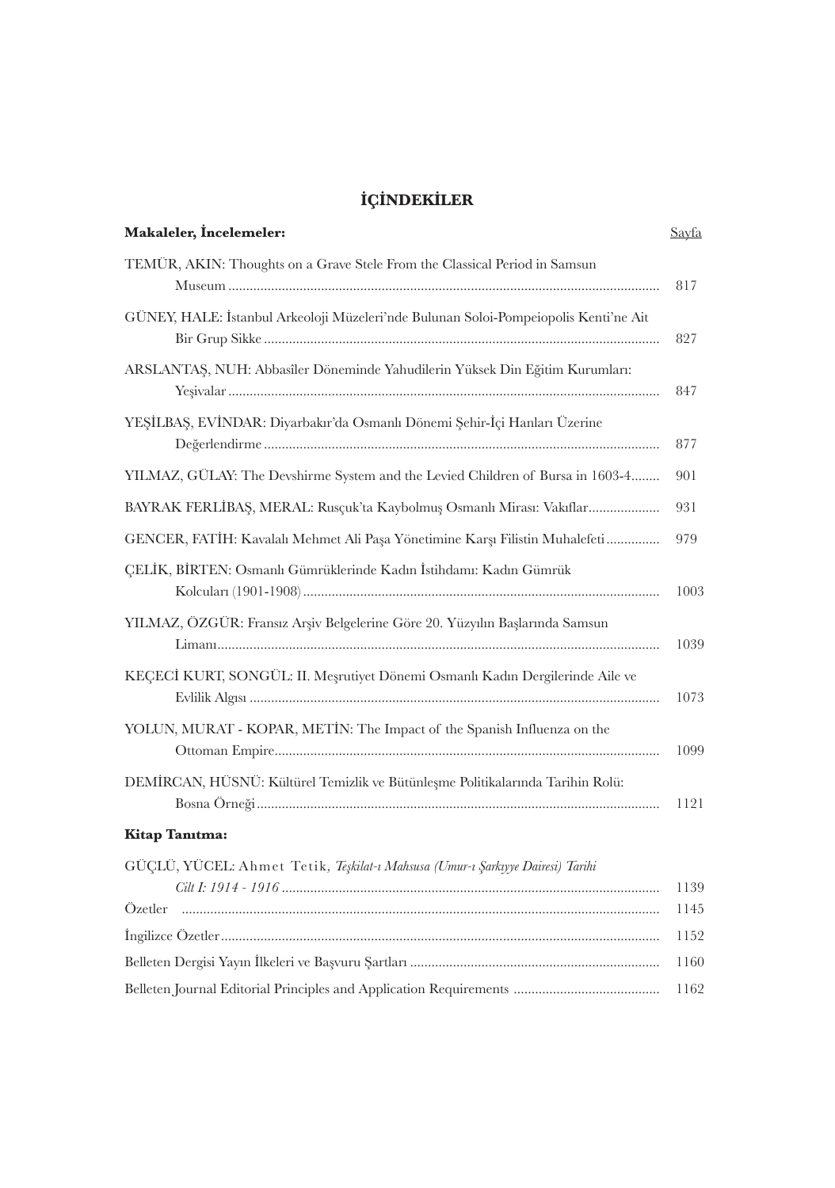# İÇİNDEKİLER

| **Makaleler, İncelemeler:** | Sayfa |
| --- | --- |
| TEMÜR, AKIN: Thoughts on a Grave Stele From the Classical Period in Samsun Museum | 817 |
| GÜNEY, HALE: İstanbul Arkeoloji Müzeleri'nde Bulunan Soloi-Pompeiopolis Kenti'ne Ait Bir Grup Sikke | 827 |
| ARSLANTAŞ, NUH: Abbasîler Döneminde Yahudilerin Yüksek Din Eğitim Kurumları: Yeşivalar | 847 |
| YEŞİLBAŞ, EVİNDAR: Diyarbakır'da Osmanlı Dönemi Şehir-İçi Hanları Üzerine Değerlendirme | 877 |
| YILMAZ, GÜLAY: The Devshirme System and the Levied Children of Bursa in 1603-4 | 901 |
| BAYRAK FERLİBAŞ, MERAL: Rusçuk'ta Kaybolmuş Osmanlı Mirası: Vakıflar | 931 |
| GENCER, FATİH: Kavalalı Mehmet Ali Paşa Yönetimine Karşı Filistin Muhalefeti | 979 |
| ÇELİK, BİRTEN: Osmanlı Gümrüklerinde Kadın İstihdamı: Kadın Gümrük Kolcuları (1901-1908) | 1003 |
| YILMAZ, ÖZGÜR: Fransız Arşiv Belgelerine Göre 20. Yüzyılın Başlarında Samsun Limanı | 1039 |
| KEÇECİ KURT, SONGÜL: II. Meşrutiyet Dönemi Osmanlı Kadın Dergilerinde Aile ve Evlilik Algısı | 1073 |
| YOLUN, MURAT - KOPAR, METİN: The Impact of the Spanish Influenza on the Ottoman Empire | 1099 |
| DEMİRCAN, HÜSNÜ: Kültürel Temizlik ve Bütünleşme Politikalarında Tarihin Rolü: Bosna Örneği | 1121 |
| **Kitap Tanıtma:** | |
| GÜÇLÜ, YÜCEL: Ahmet Tetik, *Teşkilat-ı Mahsusa (Umur-ı Şarkıyye Dairesi) Tarihi Cilt I: 1914 - 1916* | 1139 |
| Özetler | 1145 |
| İngilizce Özetler | 1152 |
| Belleten Dergisi Yayın İlkeleri ve Başvuru Şartları | 1160 |
| Belleten Journal Editorial Principles and Application Requirements | 1162 |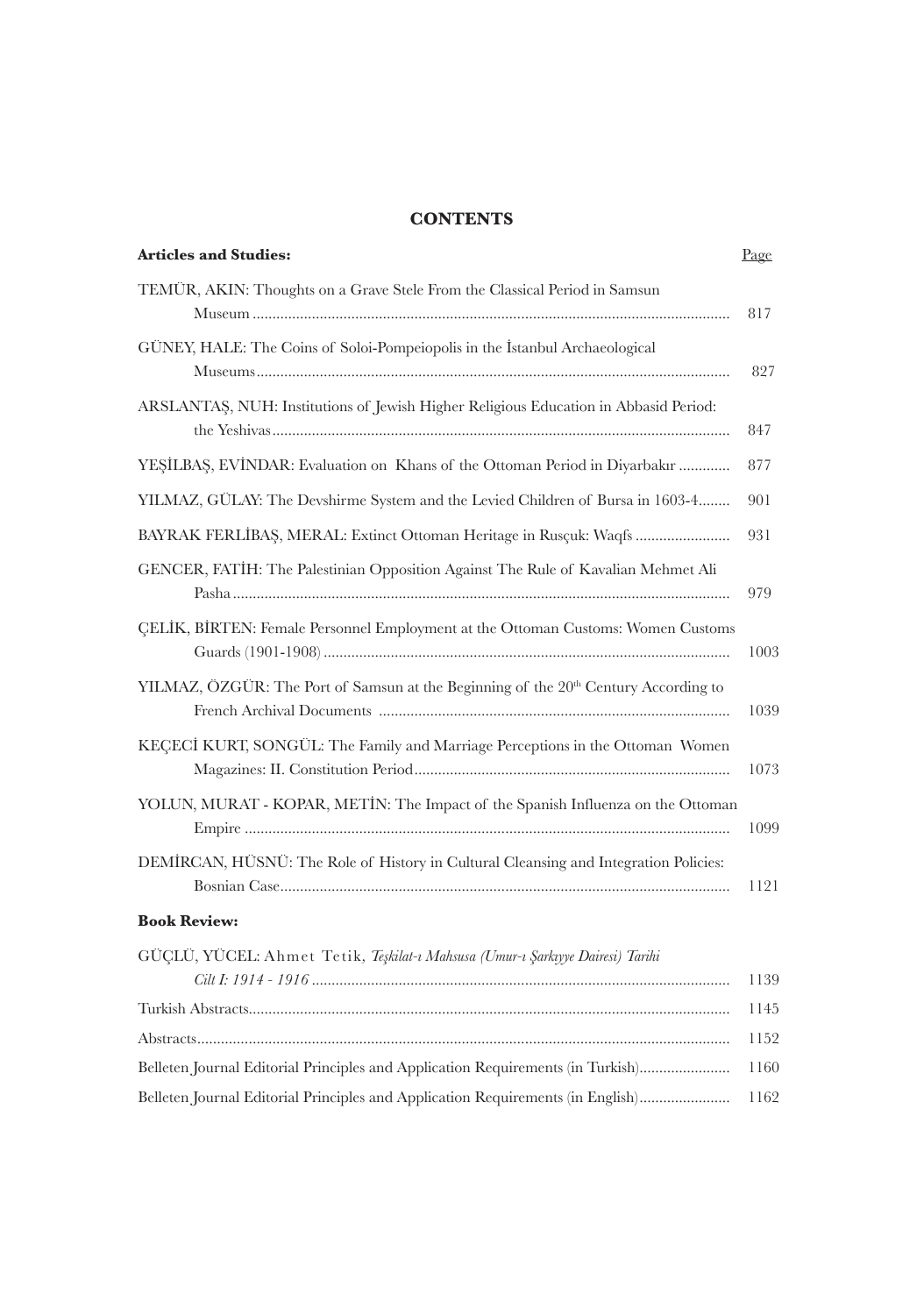# CONTENTS

| **Articles and Studies:** | Page |
|---|---|
| TEMÜR, AKIN: Thoughts on a Grave Stele From the Classical Period in Samsun Museum | 817 |
| GÜNEY, HALE: The Coins of Soloi-Pompeiopolis in the İstanbul Archaeological Museums | 827 |
| ARSLANTAŞ, NUH: Institutions of Jewish Higher Religious Education in Abbasid Period: the Yeshivas | 847 |
| YEŞİLBAŞ, EVİNDAR: Evaluation on Khans of the Ottoman Period in Diyarbakır | 877 |
| YILMAZ, GÜLAY: The Devshirme System and the Levied Children of Bursa in 1603-4 | 901 |
| BAYRAK FERLİBAŞ, MERAL: Extinct Ottoman Heritage in Rusçuk: Waqfs | 931 |
| GENCER, FATİH: The Palestinian Opposition Against The Rule of Kavalian Mehmet Ali Pasha | 979 |
| ÇELİK, BİRTEN: Female Personnel Employment at the Ottoman Customs: Women Customs Guards (1901-1908) | 1003 |
| YILMAZ, ÖZGÜR: The Port of Samsun at the Beginning of the 20th Century According to French Archival Documents | 1039 |
| KEÇECİ KURT, SONGÜL: The Family and Marriage Perceptions in the Ottoman Women Magazines: II. Constitution Period | 1073 |
| YOLUN, MURAT - KOPAR, METİN: The Impact of the Spanish Influenza on the Ottoman Empire | 1099 |
| DEMİRCAN, HÜSNÜ: The Role of History in Cultural Cleansing and Integration Policies: Bosnian Case | 1121 |
| **Book Review:** | |
| GÜÇLÜ, YÜCEL: Ahmet Tetik, *Teşkilat-ı Mahsusa (Umur-ı Şarkıyye Dairesi) Tarihi Cilt I: 1914 - 1916* | 1139 |
| Turkish Abstracts | 1145 |
| Abstracts | 1152 |
| Belleten Journal Editorial Principles and Application Requirements (in Turkish) | 1160 |
| Belleten Journal Editorial Principles and Application Requirements (in English) | 1162 |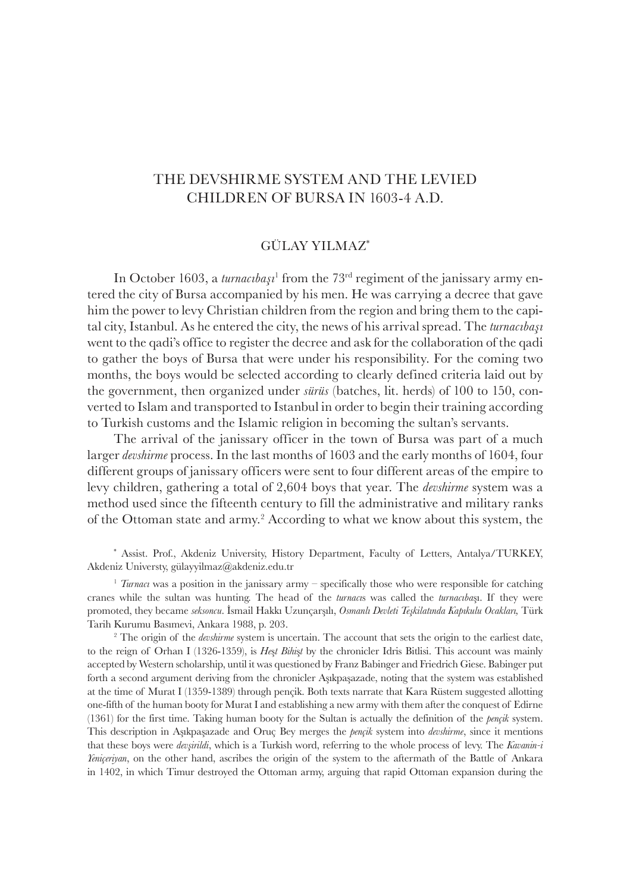# THE DEVSHIRME SYSTEM AND THE LEVIED CHILDREN OF BURSA IN 1603-4 A.D.

## GÜLAY YILMAZ*

In October 1603, a *turnacıbaşı*[1] from the 73rd regiment of the janissary army entered the city of Bursa accompanied by his men. He was carrying a decree that gave him the power to levy Christian children from the region and bring them to the capital city, Istanbul. As he entered the city, the news of his arrival spread. The *turnacıbaşı* went to the qadi's office to register the decree and ask for the collaboration of the qadi to gather the boys of Bursa that were under his responsibility. For the coming two months, the boys would be selected according to clearly defined criteria laid out by the government, then organized under *sürüs* (batches, lit. herds) of 100 to 150, converted to Islam and transported to Istanbul in order to begin their training according to Turkish customs and the Islamic religion in becoming the sultan's servants.

The arrival of the janissary officer in the town of Bursa was part of a much larger *devshirme* process. In the last months of 1603 and the early months of 1604, four different groups of janissary officers were sent to four different areas of the empire to levy children, gathering a total of 2,604 boys that year. The *devshirme* system was a method used since the fifteenth century to fill the administrative and military ranks of the Ottoman state and army.[2] According to what we know about this system, the

\* Assist. Prof., Akdeniz University, History Department, Faculty of Letters, Antalya/TURKEY, Akdeniz Universty, gülayyilmaz@akdeniz.edu.tr

[1] *Turnacı* was a position in the janissary army – specifically those who were responsible for catching cranes while the sultan was hunting. The head of the *turnacı*s was called the *turnacıba*şı. If they were promoted, they became *seksoncu*. İsmail Hakkı Uzunçarşılı, *Osmanlı Devleti Teşkilatında Kapıkulu Ocakları*, Türk Tarih Kurumu Basımevi, Ankara 1988, p. 203.

[2] The origin of the *devshirme* system is uncertain. The account that sets the origin to the earliest date, to the reign of Orhan I (1326-1359), is *Heşt Bihişt* by the chronicler Idris Bitlisi. This account was mainly accepted by Western scholarship, until it was questioned by Franz Babinger and Friedrich Giese. Babinger put forth a second argument deriving from the chronicler Aşıkpaşazade, noting that the system was established at the time of Murat I (1359-1389) through pençik. Both texts narrate that Kara Rüstem suggested allotting one-fifth of the human booty for Murat I and establishing a new army with them after the conquest of Edirne (1361) for the first time. Taking human booty for the Sultan is actually the definition of the *pençik* system. This description in Aşıkpaşazade and Oruç Bey merges the *pençik* system into *devshirme*, since it mentions that these boys were *devşirildi*, which is a Turkish word, referring to the whole process of levy. The *Kavanin-i Yeniçeriyan*, on the other hand, ascribes the origin of the system to the aftermath of the Battle of Ankara in 1402, in which Timur destroyed the Ottoman army, arguing that rapid Ottoman expansion during the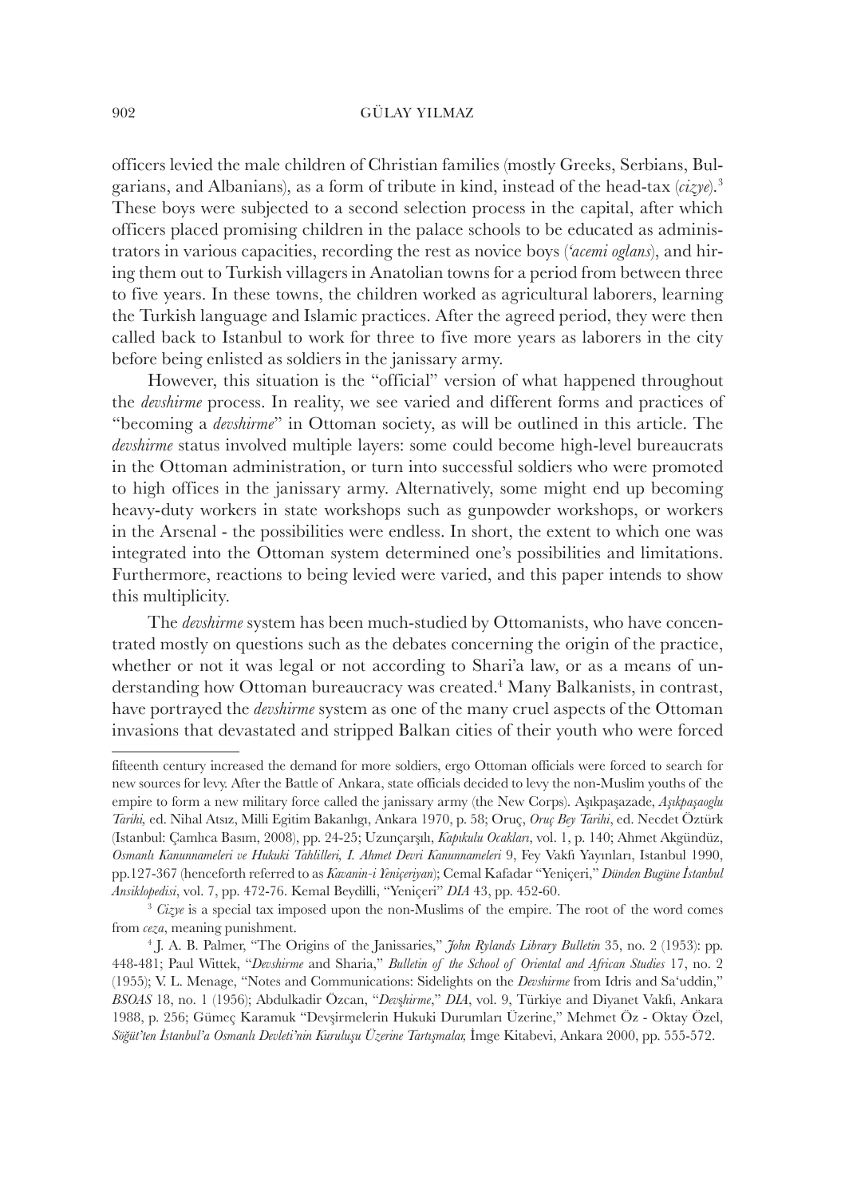officers levied the male children of Christian families (mostly Greeks, Serbians, Bulgarians, and Albanians), as a form of tribute in kind, instead of the head-tax (*cizye*).[3] These boys were subjected to a second selection process in the capital, after which officers placed promising children in the palace schools to be educated as administrators in various capacities, recording the rest as novice boys (*'acemi oglans*), and hiring them out to Turkish villagers in Anatolian towns for a period from between three to five years. In these towns, the children worked as agricultural laborers, learning the Turkish language and Islamic practices. After the agreed period, they were then called back to Istanbul to work for three to five more years as laborers in the city before being enlisted as soldiers in the janissary army.

However, this situation is the "official" version of what happened throughout the *devshirme* process. In reality, we see varied and different forms and practices of "becoming a *devshirme*" in Ottoman society, as will be outlined in this article. The *devshirme* status involved multiple layers: some could become high-level bureaucrats in the Ottoman administration, or turn into successful soldiers who were promoted to high offices in the janissary army. Alternatively, some might end up becoming heavy-duty workers in state workshops such as gunpowder workshops, or workers in the Arsenal - the possibilities were endless. In short, the extent to which one was integrated into the Ottoman system determined one's possibilities and limitations. Furthermore, reactions to being levied were varied, and this paper intends to show this multiplicity.

The *devshirme* system has been much-studied by Ottomanists, who have concentrated mostly on questions such as the debates concerning the origin of the practice, whether or not it was legal or not according to Shari'a law, or as a means of understanding how Ottoman bureaucracy was created.[4] Many Balkanists, in contrast, have portrayed the *devshirme* system as one of the many cruel aspects of the Ottoman invasions that devastated and stripped Balkan cities of their youth who were forced

---

fifteenth century increased the demand for more soldiers, ergo Ottoman officials were forced to search for new sources for levy. After the Battle of Ankara, state officials decided to levy the non-Muslim youths of the empire to form a new military force called the janissary army (the New Corps). Aşıkpaşazade, *Aşıkpaşaoglu Tarihi,* ed. Nihal Atsız, Milli Egitim Bakanlıgı, Ankara 1970, p. 58; Oruç, *Oruç Bey Tarihi*, ed. Necdet Öztürk (Istanbul: Çamlıca Basım, 2008), pp. 24-25; Uzunçarşılı, *Kapıkulu Ocakları*, vol. 1, p. 140; Ahmet Akgündüz, *Osmanlı Kanunnameleri ve Hukuki Tahlilleri, I. Ahmet Devri Kanunnameleri* 9, Fey Vakfı Yayınları, Istanbul 1990, pp.127-367 (henceforth referred to as *Kavanin-i Yeniçeriyan*); Cemal Kafadar "Yeniçeri," *Dünden Bugüne İstanbul Ansiklopedisi*, vol. 7, pp. 472-76. Kemal Beydilli, "Yeniçeri" *DIA* 43, pp. 452-60.

[3] *Cizye* is a special tax imposed upon the non-Muslims of the empire. The root of the word comes from *ceza*, meaning punishment.

[4] J. A. B. Palmer, "The Origins of the Janissaries," *John Rylands Library Bulletin* 35, no. 2 (1953): pp. 448-481; Paul Wittek, "*Devshirme* and Sharia," *Bulletin of the School of Oriental and African Studies* 17, no. 2 (1955); V. L. Menage, "Notes and Communications: Sidelights on the *Devshirme* from Idris and Sa'uddin," *BSOAS* 18, no. 1 (1956); Abdulkadir Özcan, "*Devşirme*," *DIA*, vol. 9, Türkiye and Diyanet Vakfı, Ankara 1988, p. 256; Gümeç Karamuk "Devşirmelerin Hukuki Durumları Üzerine," Mehmet Öz - Oktay Özel, *Söğüt'ten İstanbul'a Osmanlı Devleti'nin Kuruluşu Üzerine Tartışmalar,* İmge Kitabevi, Ankara 2000, pp. 555-572.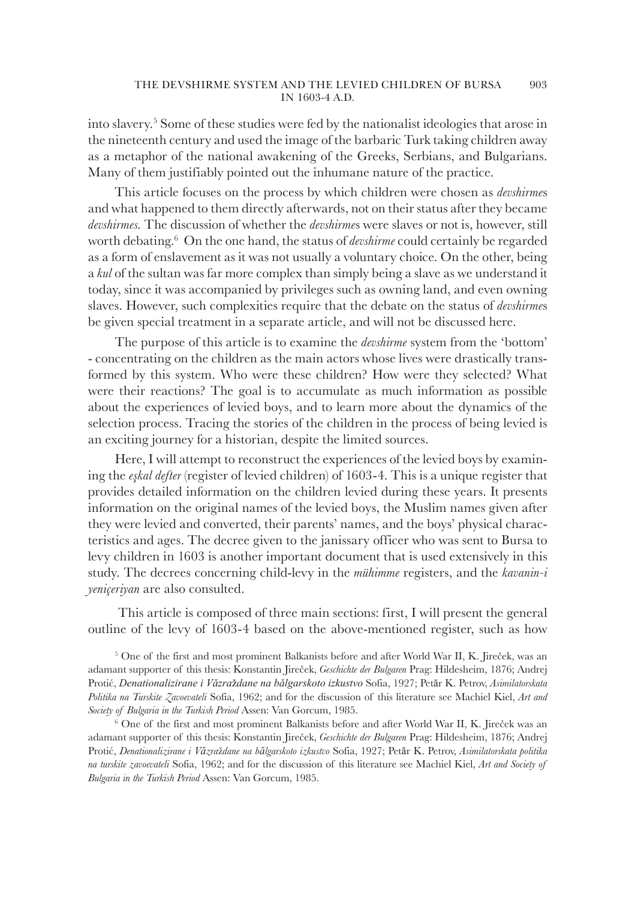into slavery.[5] Some of these studies were fed by the nationalist ideologies that arose in the nineteenth century and used the image of the barbaric Turk taking children away as a metaphor of the national awakening of the Greeks, Serbians, and Bulgarians. Many of them justifiably pointed out the inhumane nature of the practice.

This article focuses on the process by which children were chosen as *devshirme*s and what happened to them directly afterwards, not on their status after they became *devshirmes.* The discussion of whether the *devshirme*s were slaves or not is, however, still worth debating.[6] On the one hand, the status of *devshirme* could certainly be regarded as a form of enslavement as it was not usually a voluntary choice. On the other, being a *kul* of the sultan was far more complex than simply being a slave as we understand it today, since it was accompanied by privileges such as owning land, and even owning slaves. However, such complexities require that the debate on the status of *devshirme*s be given special treatment in a separate article, and will not be discussed here.

The purpose of this article is to examine the *devshirme* system from the 'bottom' - concentrating on the children as the main actors whose lives were drastically transformed by this system. Who were these children? How were they selected? What were their reactions? The goal is to accumulate as much information as possible about the experiences of levied boys, and to learn more about the dynamics of the selection process. Tracing the stories of the children in the process of being levied is an exciting journey for a historian, despite the limited sources.

Here, I will attempt to reconstruct the experiences of the levied boys by examining the *eşkal defter* (register of levied children) of 1603-4. This is a unique register that provides detailed information on the children levied during these years. It presents information on the original names of the levied boys, the Muslim names given after they were levied and converted, their parents' names, and the boys' physical characteristics and ages. The decree given to the janissary officer who was sent to Bursa to levy children in 1603 is another important document that is used extensively in this study. The decrees concerning child-levy in the *mühimme* registers, and the *kavanin-i yeniçeriyan* are also consulted.

This article is composed of three main sections: first, I will present the general outline of the levy of 1603-4 based on the above-mentioned register, such as how

[5] One of the first and most prominent Balkanists before and after World War II, K. Jireček, was an adamant supporter of this thesis: Konstantin Jireček, *Geschichte der Bulgaren* Prag: Hildesheim, 1876; Andrej Protić, *Denationalizirane i Văzraždane na bălgarskoto izkustvo* Sofia, 1927; Petăr K. Petrov, *Asimilatorskata Politika na Turskite Zavoevateli* Sofia, 1962; and for the discussion of this literature see Machiel Kiel, *Art and Society of Bulgaria in the Turkish Period* Assen: Van Gorcum, 1985.

[6] One of the first and most prominent Balkanists before and after World War II, K. Jireček was an adamant supporter of this thesis: Konstantin Jireček, *Geschichte der Bulgaren* Prag: Hildesheim, 1876; Andrej Protić, *Denationalizirane i Văzraždane na bălgarskoto izkustvo* Sofia, 1927; Petăr K. Petrov, *Asimilatorskata politika na turskite zavoevateli* Sofia, 1962; and for the discussion of this literature see Machiel Kiel, *Art and Society of Bulgaria in the Turkish Period* Assen: Van Gorcum, 1985.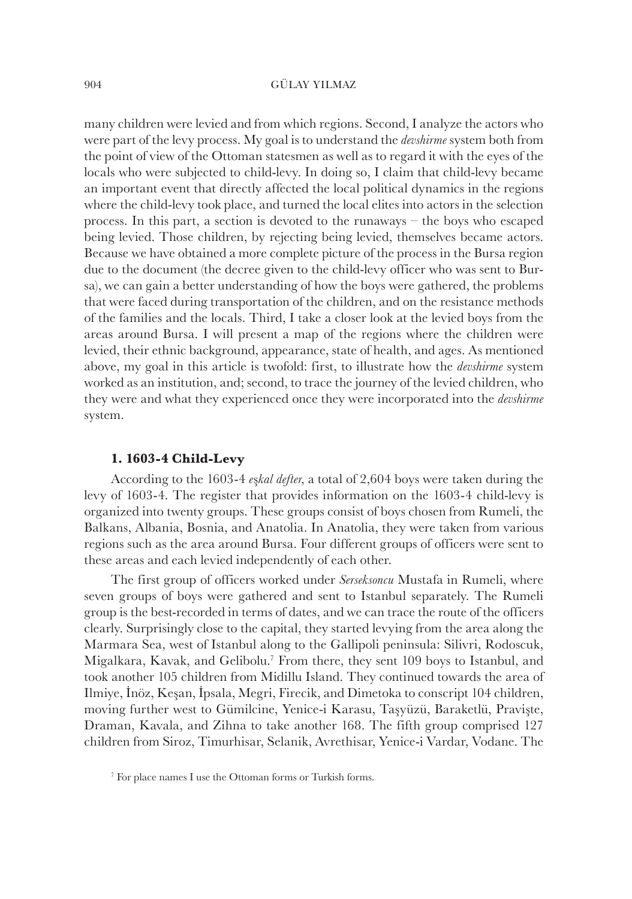many children were levied and from which regions. Second, I analyze the actors who were part of the levy process. My goal is to understand the *devshirme* system both from the point of view of the Ottoman statesmen as well as to regard it with the eyes of the locals who were subjected to child-levy. In doing so, I claim that child-levy became an important event that directly affected the local political dynamics in the regions where the child-levy took place, and turned the local elites into actors in the selection process. In this part, a section is devoted to the runaways – the boys who escaped being levied. Those children, by rejecting being levied, themselves became actors. Because we have obtained a more complete picture of the process in the Bursa region due to the document (the decree given to the child-levy officer who was sent to Bursa), we can gain a better understanding of how the boys were gathered, the problems that were faced during transportation of the children, and on the resistance methods of the families and the locals. Third, I take a closer look at the levied boys from the areas around Bursa. I will present a map of the regions where the children were levied, their ethnic background, appearance, state of health, and ages. As mentioned above, my goal in this article is twofold: first, to illustrate how the *devshirme* system worked as an institution, and; second, to trace the journey of the levied children, who they were and what they experienced once they were incorporated into the *devshirme* system.

## 1. 1603-4 Child-Levy

According to the 1603-4 *eşkal defter*, a total of 2,604 boys were taken during the levy of 1603-4. The register that provides information on the 1603-4 child-levy is organized into twenty groups. These groups consist of boys chosen from Rumeli, the Balkans, Albania, Bosnia, and Anatolia. In Anatolia, they were taken from various regions such as the area around Bursa. Four different groups of officers were sent to these areas and each levied independently of each other.

The first group of officers worked under *Serseksoncu* Mustafa in Rumeli, where seven groups of boys were gathered and sent to Istanbul separately. The Rumeli group is the best-recorded in terms of dates, and we can trace the route of the officers clearly. Surprisingly close to the capital, they started levying from the area along the Marmara Sea, west of Istanbul along to the Gallipoli peninsula: Silivri, Rodoscuk, Migalkara, Kavak, and Gelibolu.[7] From there, they sent 109 boys to Istanbul, and took another 105 children from Midillu Island. They continued towards the area of Ilmiye, İnöz, Keşan, İpsala, Megri, Firecik, and Dimetoka to conscript 104 children, moving further west to Gümilcine, Yenice-i Karasu, Taşyüzü, Baraketlü, Pravişte, Draman, Kavala, and Zihna to take another 168. The fifth group comprised 127 children from Siroz, Timurhisar, Selanik, Avrethisar, Yenice-i Vardar, Vodane. The

[7] For place names I use the Ottoman forms or Turkish forms.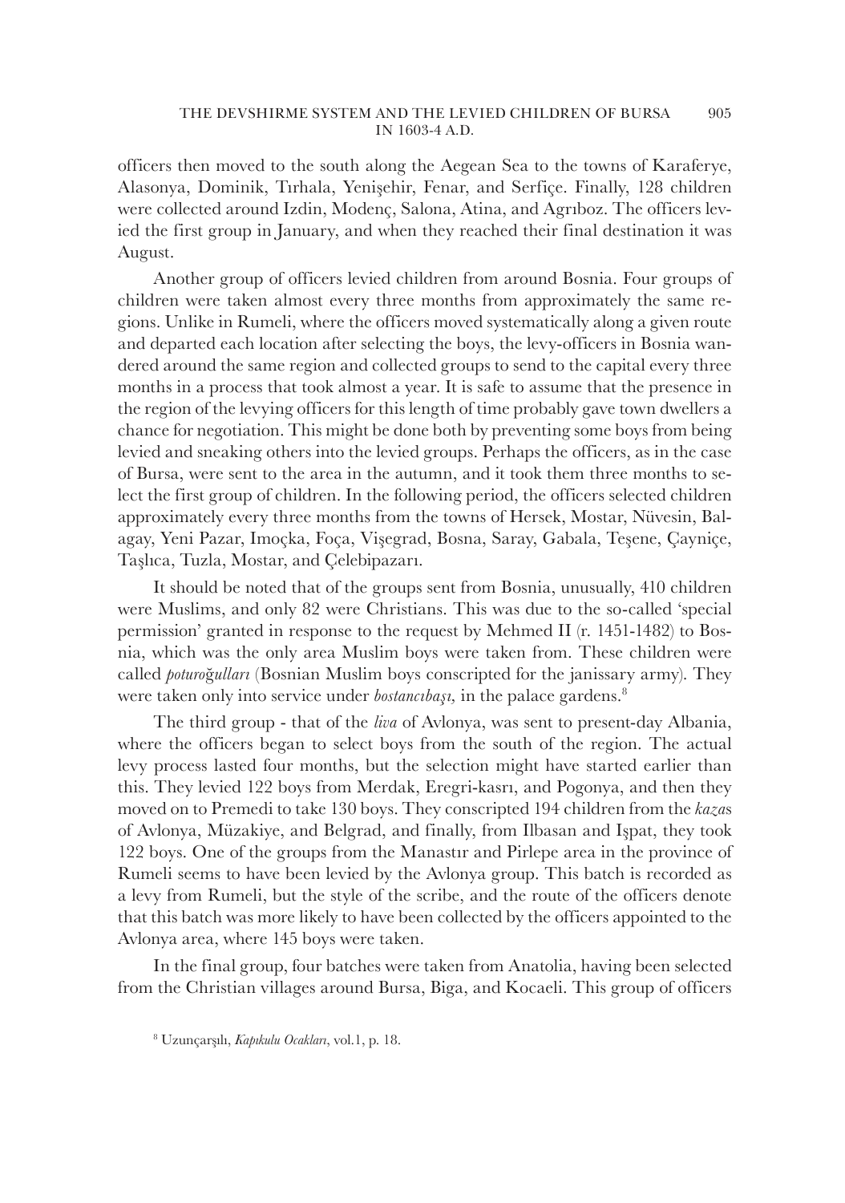officers then moved to the south along the Aegean Sea to the towns of Karaferye, Alasonya, Dominik, Tırhala, Yenişehir, Fenar, and Serfiçe. Finally, 128 children were collected around Izdin, Modenç, Salona, Atina, and Agrıboz. The officers levied the first group in January, and when they reached their final destination it was August.

Another group of officers levied children from around Bosnia. Four groups of children were taken almost every three months from approximately the same regions. Unlike in Rumeli, where the officers moved systematically along a given route and departed each location after selecting the boys, the levy-officers in Bosnia wandered around the same region and collected groups to send to the capital every three months in a process that took almost a year. It is safe to assume that the presence in the region of the levying officers for this length of time probably gave town dwellers a chance for negotiation. This might be done both by preventing some boys from being levied and sneaking others into the levied groups. Perhaps the officers, as in the case of Bursa, were sent to the area in the autumn, and it took them three months to select the first group of children. In the following period, the officers selected children approximately every three months from the towns of Hersek, Mostar, Nüvesin, Balagay, Yeni Pazar, Imoçka, Foça, Vişegrad, Bosna, Saray, Gabala, Teşene, Çayniçe, Taşlıca, Tuzla, Mostar, and Çelebipazarı.

It should be noted that of the groups sent from Bosnia, unusually, 410 children were Muslims, and only 82 were Christians. This was due to the so-called 'special permission' granted in response to the request by Mehmed II (r. 1451-1482) to Bosnia, which was the only area Muslim boys were taken from. These children were called *poturoğulları* (Bosnian Muslim boys conscripted for the janissary army). They were taken only into service under *bostancıbaşı*, in the palace gardens.[8]

The third group - that of the *liva* of Avlonya, was sent to present-day Albania, where the officers began to select boys from the south of the region. The actual levy process lasted four months, but the selection might have started earlier than this. They levied 122 boys from Merdak, Eregri-kasrı, and Pogonya, and then they moved on to Premedi to take 130 boys. They conscripted 194 children from the *kaza*s of Avlonya, Müzakiye, and Belgrad, and finally, from Ilbasan and Işpat, they took 122 boys. One of the groups from the Manastır and Pirlepe area in the province of Rumeli seems to have been levied by the Avlonya group. This batch is recorded as a levy from Rumeli, but the style of the scribe, and the route of the officers denote that this batch was more likely to have been collected by the officers appointed to the Avlonya area, where 145 boys were taken.

In the final group, four batches were taken from Anatolia, having been selected from the Christian villages around Bursa, Biga, and Kocaeli. This group of officers

[8] Uzunçarşılı, *Kapıkulu Ocakları*, vol.1, p. 18.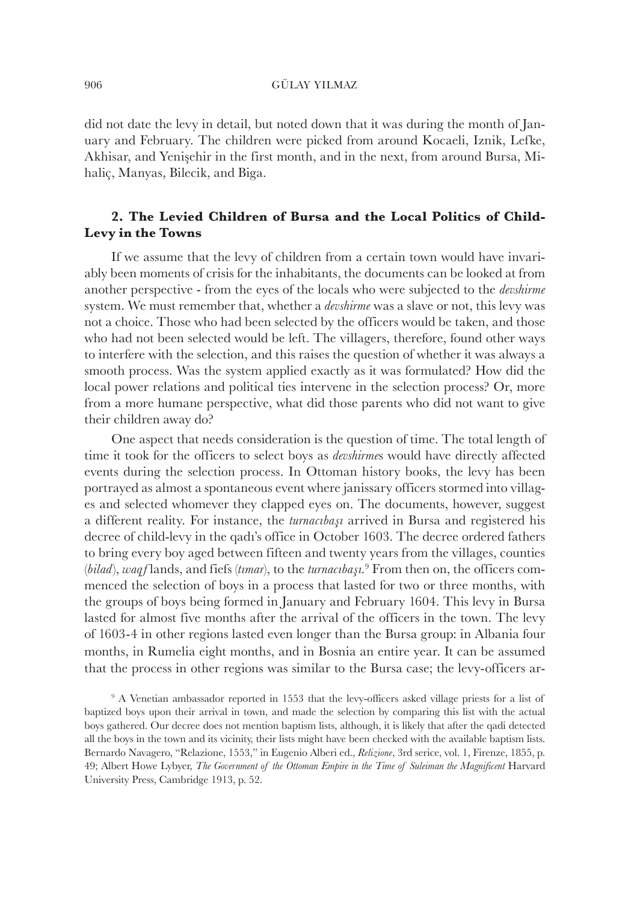did not date the levy in detail, but noted down that it was during the month of January and February. The children were picked from around Kocaeli, Iznik, Lefke, Akhisar, and Yenişehir in the first month, and in the next, from around Bursa, Mihaliç, Manyas, Bilecik, and Biga.

## 2. The Levied Children of Bursa and the Local Politics of Child-Levy in the Towns

If we assume that the levy of children from a certain town would have invariably been moments of crisis for the inhabitants, the documents can be looked at from another perspective - from the eyes of the locals who were subjected to the *devshirme* system. We must remember that, whether a *devshirme* was a slave or not, this levy was not a choice. Those who had been selected by the officers would be taken, and those who had not been selected would be left. The villagers, therefore, found other ways to interfere with the selection, and this raises the question of whether it was always a smooth process. Was the system applied exactly as it was formulated? How did the local power relations and political ties intervene in the selection process? Or, more from a more humane perspective, what did those parents who did not want to give their children away do?

One aspect that needs consideration is the question of time. The total length of time it took for the officers to select boys as *devshirme*s would have directly affected events during the selection process. In Ottoman history books, the levy has been portrayed as almost a spontaneous event where janissary officers stormed into villages and selected whomever they clapped eyes on. The documents, however, suggest a different reality. For instance, the *turnacıbaşı* arrived in Bursa and registered his decree of child-levy in the qadı's office in October 1603. The decree ordered fathers to bring every boy aged between fifteen and twenty years from the villages, counties (*bilad*), *waqf* lands, and fiefs (*tımar*), to the *turnacıbaşı*.[9] From then on, the officers commenced the selection of boys in a process that lasted for two or three months, with the groups of boys being formed in January and February 1604. This levy in Bursa lasted for almost five months after the arrival of the officers in the town. The levy of 1603-4 in other regions lasted even longer than the Bursa group: in Albania four months, in Rumelia eight months, and in Bosnia an entire year. It can be assumed that the process in other regions was similar to the Bursa case; the levy-officers ar-

[9] A Venetian ambassador reported in 1553 that the levy-officers asked village priests for a list of baptized boys upon their arrival in town, and made the selection by comparing this list with the actual boys gathered. Our decree does not mention baptism lists, although, it is likely that after the qadi detected all the boys in the town and its vicinity, their lists might have been checked with the available baptism lists. Bernardo Navagero, "Relazione, 1553," in Eugenio Alberi ed., *Relizione*, 3rd serice, vol. 1, Firenze, 1855, p. 49; Albert Howe Lybyer, *The Government of the Ottoman Empire in the Time of Suleiman the Magnificent* Harvard University Press, Cambridge 1913, p. 52.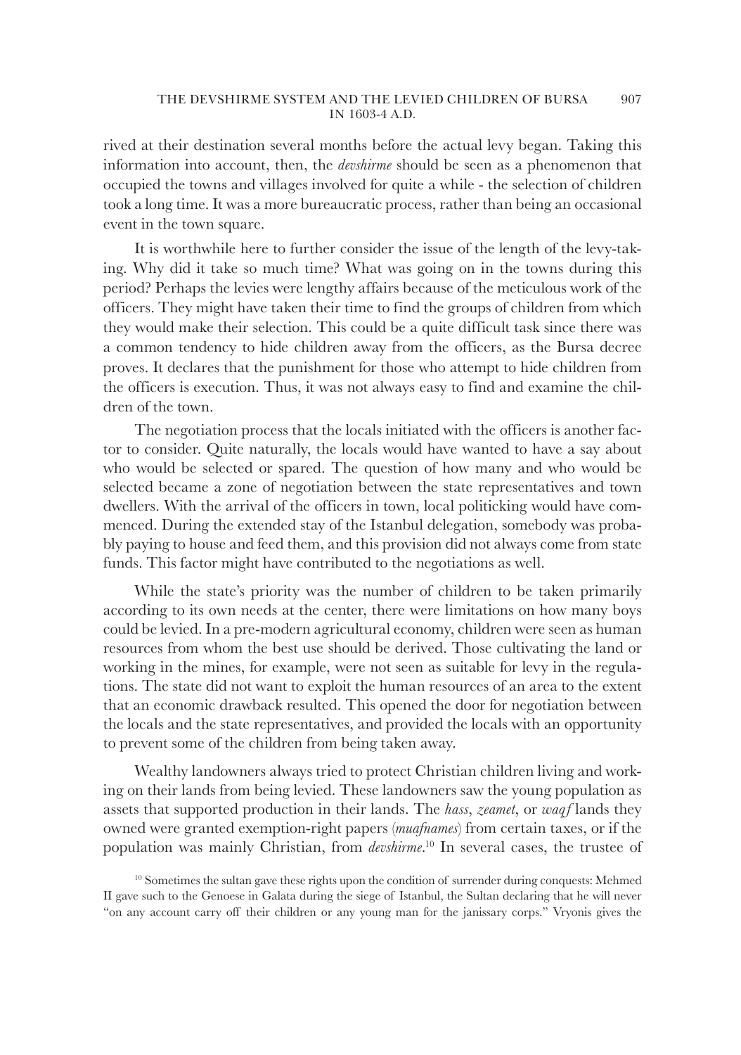rived at their destination several months before the actual levy began. Taking this information into account, then, the *devshirme* should be seen as a phenomenon that occupied the towns and villages involved for quite a while - the selection of children took a long time. It was a more bureaucratic process, rather than being an occasional event in the town square.

It is worthwhile here to further consider the issue of the length of the levy-taking. Why did it take so much time? What was going on in the towns during this period? Perhaps the levies were lengthy affairs because of the meticulous work of the officers. They might have taken their time to find the groups of children from which they would make their selection. This could be a quite difficult task since there was a common tendency to hide children away from the officers, as the Bursa decree proves. It declares that the punishment for those who attempt to hide children from the officers is execution. Thus, it was not always easy to find and examine the children of the town.

The negotiation process that the locals initiated with the officers is another factor to consider. Quite naturally, the locals would have wanted to have a say about who would be selected or spared. The question of how many and who would be selected became a zone of negotiation between the state representatives and town dwellers. With the arrival of the officers in town, local politicking would have commenced. During the extended stay of the Istanbul delegation, somebody was probably paying to house and feed them, and this provision did not always come from state funds. This factor might have contributed to the negotiations as well.

While the state's priority was the number of children to be taken primarily according to its own needs at the center, there were limitations on how many boys could be levied. In a pre-modern agricultural economy, children were seen as human resources from whom the best use should be derived. Those cultivating the land or working in the mines, for example, were not seen as suitable for levy in the regulations. The state did not want to exploit the human resources of an area to the extent that an economic drawback resulted. This opened the door for negotiation between the locals and the state representatives, and provided the locals with an opportunity to prevent some of the children from being taken away.

Wealthy landowners always tried to protect Christian children living and working on their lands from being levied. These landowners saw the young population as assets that supported production in their lands. The *hass*, *zeamet*, or *waqf* lands they owned were granted exemption-right papers (*muafnames*) from certain taxes, or if the population was mainly Christian, from *devshirme*.[10] In several cases, the trustee of

[10] Sometimes the sultan gave these rights upon the condition of surrender during conquests: Mehmed II gave such to the Genoese in Galata during the siege of Istanbul, the Sultan declaring that he will never "on any account carry off their children or any young man for the janissary corps." Vryonis gives the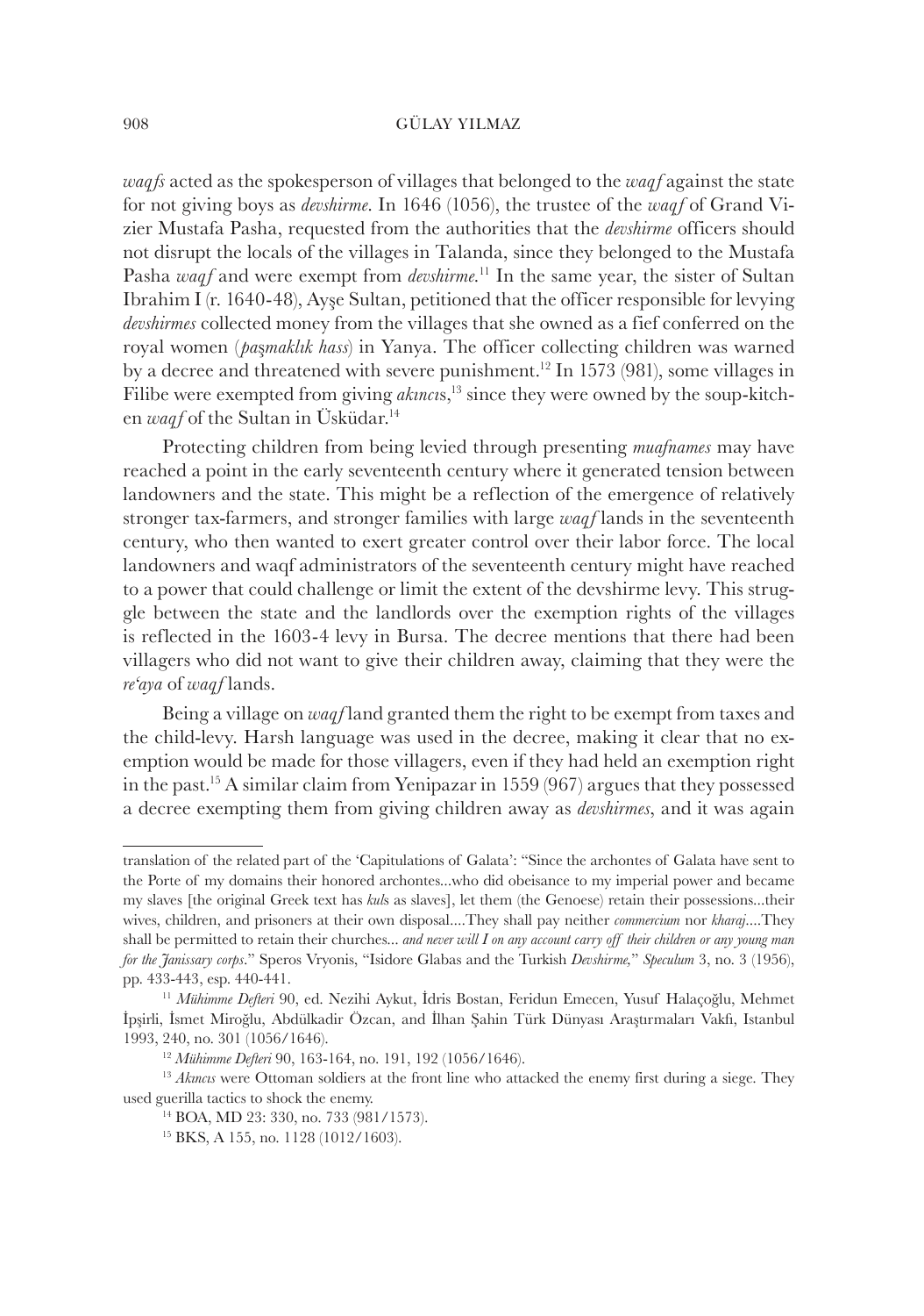*waqfs* acted as the spokesperson of villages that belonged to the *waqf* against the state for not giving boys as *devshirme*. In 1646 (1056), the trustee of the *waqf* of Grand Vizier Mustafa Pasha, requested from the authorities that the *devshirme* officers should not disrupt the locals of the villages in Talanda, since they belonged to the Mustafa Pasha *waqf* and were exempt from *devshirme*.[11] In the same year, the sister of Sultan Ibrahim I (r. 1640-48), Ayşe Sultan, petitioned that the officer responsible for levying *devshirmes* collected money from the villages that she owned as a fief conferred on the royal women (*paşmaklık hass*) in Yanya. The officer collecting children was warned by a decree and threatened with severe punishment.[12] In 1573 (981), some villages in Filibe were exempted from giving *akıncı*s,[13] since they were owned by the soup-kitchen *waqf* of the Sultan in Üsküdar.[14]

Protecting children from being levied through presenting *muafnames* may have reached a point in the early seventeenth century where it generated tension between landowners and the state. This might be a reflection of the emergence of relatively stronger tax-farmers, and stronger families with large *waqf* lands in the seventeenth century, who then wanted to exert greater control over their labor force. The local landowners and waqf administrators of the seventeenth century might have reached to a power that could challenge or limit the extent of the devshirme levy. This struggle between the state and the landlords over the exemption rights of the villages is reflected in the 1603-4 levy in Bursa. The decree mentions that there had been villagers who did not want to give their children away, claiming that they were the *re'aya* of *waqf* lands.

Being a village on *waqf* land granted them the right to be exempt from taxes and the child-levy. Harsh language was used in the decree, making it clear that no exemption would be made for those villagers, even if they had held an exemption right in the past.[15] A similar claim from Yenipazar in 1559 (967) argues that they possessed a decree exempting them from giving children away as *devshirmes*, and it was again

---

translation of the related part of the 'Capitulations of Galata': "Since the archontes of Galata have sent to the Porte of my domains their honored archontes...who did obeisance to my imperial power and became my slaves [the original Greek text has *kul*s as slaves], let them (the Genoese) retain their possessions...their wives, children, and prisoners at their own disposal....They shall pay neither *commercium* nor *kharaj*....They shall be permitted to retain their churches... *and never will I on any account carry off their children or any young man for the Janissary corps*." Speros Vryonis, "Isidore Glabas and the Turkish *Devshirme*," *Speculum* 3, no. 3 (1956), pp. 433-443, esp. 440-441.

[11] *Mühimme Defteri* 90, ed. Nezihi Aykut, İdris Bostan, Feridun Emecen, Yusuf Halaçoğlu, Mehmet İpşirli, İsmet Miroğlu, Abdülkadir Özcan, and İlhan Şahin Türk Dünyası Araştırmaları Vakfı, Istanbul 1993, 240, no. 301 (1056/1646).

[12] *Mühimme Defteri* 90, 163-164, no. 191, 192 (1056/1646).

[13] *Akıncıs* were Ottoman soldiers at the front line who attacked the enemy first during a siege. They used guerilla tactics to shock the enemy.

[14] BOA, MD 23: 330, no. 733 (981/1573).

[15] BKS, A 155, no. 1128 (1012/1603).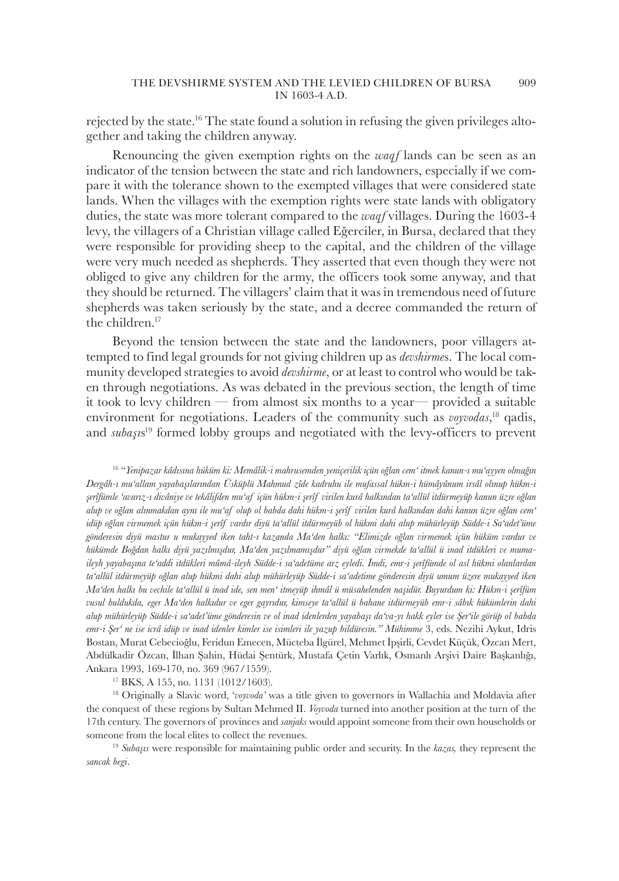rejected by the state.[16] The state found a solution in refusing the given privileges altogether and taking the children anyway.

Renouncing the given exemption rights on the *waqf* lands can be seen as an indicator of the tension between the state and rich landowners, especially if we compare it with the tolerance shown to the exempted villages that were considered state lands. When the villages with the exemption rights were state lands with obligatory duties, the state was more tolerant compared to the *waqf* villages. During the 1603-4 levy, the villagers of a Christian village called Eğerciler, in Bursa, declared that they were responsible for providing sheep to the capital, and the children of the village were very much needed as shepherds. They asserted that even though they were not obliged to give any children for the army, the officers took some anyway, and that they should be returned. The villagers' claim that it was in tremendous need of future shepherds was taken seriously by the state, and a decree commanded the return of the children.[17]

Beyond the tension between the state and the landowners, poor villagers attempted to find legal grounds for not giving children up as *devshirme*s. The local community developed strategies to avoid *devshirme*, or at least to control who would be taken through negotiations. As was debated in the previous section, the length of time it took to levy children — from almost six months to a year— provided a suitable environment for negotiations. Leaders of the community such as *voyvodas*,[18] qadis, and *subaşıs*[19] formed lobby groups and negotiated with the levy-officers to prevent

[16] "*Yenipazar kâdısına hüküm ki: Memâlik-i mahrusemden yeniçerilik için oğlan cem' itmek kanun-ı mu'ayyen olmağın Dergâh-ı mu'allam yayabaşılarından Üsküplü Mahmud zîde kadruhu ile mufassal hüküm-i hümâyûnum irsâl olınup hüküm-i şerîfümle 'avarız-ı divâniye ve tekâlifden mu'af için hüküm-i şerîf virilen kurâ halkından ta'allül itdürmeyüp kanun üzre oğlan alup ve oğlan alınmakdan aynı ile mu'af olup ol babda dahi hüküm-i şerîf virilen kurâ halkından dahi kanun üzre oğlan cem' idüp oğlan virmemek için hüküm-i şerîf vardır diyü ta'allül itdürmeyüb ol hükmi dahi alup mühürleyüp Südde-i Sa'adet'üme gönderesin diyü mastur u mukayyed iken taht-ı kazanda Ma'den halkı: "Elimizde oğlan virmemek için hüküm vardır ve hükümde Boğdan halkı diyü yazılmışdır, Ma'den yazılmamışdır" diyü oğlan virmekde ta'allül ü inad itdükleri ve mumaileyh yayabaşına te'addi itdükleri mûmâ-ileyh Südde-i sa'adetüme arz eyledi. İmdi, emr-i şerîfümde ol asl hükmi olanlardan ta'allül itdürmeyüp oğlan alup hükmi dahi alup mühürleyüp Südde-i sa'adetime gönderesin diyü umum üzere mukayyed iken Ma'den halkı bu vechile ta'allül ü inad ide, sen men' itmeyüp ihmâl ü müsahelenden naşidür. Buyurdum ki: Hüküm-i şerîfüm vusul buldukda, eger Ma'den halkıdur ve eger gayrıdur, kimseye ta'allül ü bahane itdürmeyüb emr-i sâbık hükümlerin dahi alup mühürleyüp Südde-i sa'adet'üme gönderesin ve ol inad idenlerden yayabaşı da'va-yı hakk eyler ise Şer'ile görüp ol babda emr-i Şer' ne ise icrâ idüp ve inad idenler kimler ise isimleri ile yazup bildüresin." Mühimme* 3, eds. Nezihi Aykut, Idris Bostan, Murat Cebecioğlu, Feridun Emecen, Mücteba İlgürel, Mehmet İpşirli, Cevdet Küçük, Özcan Mert, Abdülkadir Özcan, İlhan Şahin, Hüdai Şentürk, Mustafa Çetin Varlık, Osmanlı Arşivi Daire Başkanlığı, Ankara 1993, 169-170, no. 369 (967/1559).

[17] BKS, A 155, no. 1131 (1012/1603).

[18] Originally a Slavic word, '*voyvoda*' was a title given to governors in Wallachia and Moldavia after the conquest of these regions by Sultan Mehmed II. *Voyvoda* turned into another position at the turn of the 17th century. The governors of provinces and *sanjaks* would appoint someone from their own households or someone from the local elites to collect the revenues.

[19] *Subaşıs* were responsible for maintaining public order and security. In the *kazas,* they represent the *sancak begi*.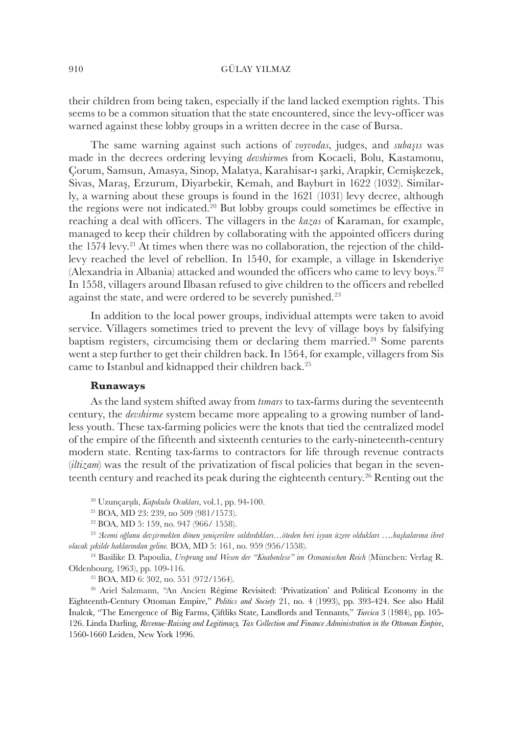their children from being taken, especially if the land lacked exemption rights. This seems to be a common situation that the state encountered, since the levy-officer was warned against these lobby groups in a written decree in the case of Bursa.

The same warning against such actions of *voyvodas*, judges, and *subaşıs* was made in the decrees ordering levying *devshirme*s from Kocaeli, Bolu, Kastamonu, Çorum, Samsun, Amasya, Sinop, Malatya, Karahisar-ı şarki, Arapkir, Cemişkezek, Sivas, Maraş, Erzurum, Diyarbekir, Kemah, and Bayburt in 1622 (1032). Similarly, a warning about these groups is found in the 1621 (1031) levy decree, although the regions were not indicated.[20] But lobby groups could sometimes be effective in reaching a deal with officers. The villagers in the *kazas* of Karaman, for example, managed to keep their children by collaborating with the appointed officers during the 1574 levy.[21] At times when there was no collaboration, the rejection of the child-levy reached the level of rebellion. In 1540, for example, a village in Iskenderiye (Alexandria in Albania) attacked and wounded the officers who came to levy boys.[22] In 1558, villagers around Ilbasan refused to give children to the officers and rebelled against the state, and were ordered to be severely punished.[23]

In addition to the local power groups, individual attempts were taken to avoid service. Villagers sometimes tried to prevent the levy of village boys by falsifying baptism registers, circumcising them or declaring them married.[24] Some parents went a step further to get their children back. In 1564, for example, villagers from Sis came to Istanbul and kidnapped their children back.[25]

### Runaways

As the land system shifted away from *tımars* to tax-farms during the seventeenth century, the *devshirme* system became more appealing to a growing number of landless youth. These tax-farming policies were the knots that tied the centralized model of the empire of the fifteenth and sixteenth centuries to the early-nineteenth-century modern state. Renting tax-farms to contractors for life through revenue contracts (*iltizam*) was the result of the privatization of fiscal policies that began in the seventeenth century and reached its peak during the eighteenth century.[26] Renting out the

[20] Uzunçarşılı, *Kapıkulu Ocakları*, vol.1, pp. 94-100.

[21] BOA, MD 23: 239, no 509 (981/1573).

[22] BOA, MD 5: 159, no. 947 (966/ 1558).

[23] *'Acemi oğlanu devşirmekten dönen yeniçerilere saldırdıkları…öteden beri isyan üzere oldukları ….başkalarına ibret olacak şekilde haklarından geline.* BOA, MD 5: 161, no. 959 (956/1558).

[24] Basilike D. Papoulia, *Ursprung und Wesen der "Knabenlese" im Osmanischen Reich* (München: Verlag R. Oldenbourg, 1963), pp. 109-116.

[25] BOA, MD 6: 302, no. 551 (972/1564).

[26] Ariel Salzmann, "An Ancien Régime Revisited: 'Privatization' and Political Economy in the Eighteenth-Century Ottoman Empire," *Politics and Society* 21, no. 4 (1993), pp. 393-424. See also Halil İnalcık, "The Emergence of Big Farms, Çiftliks State, Landlords and Tennants," *Turcica* 3 (1984), pp. 105-126. Linda Darling, *Revenue-Raising and Legitimacy, Tax Collection and Finance Administration in the Ottoman Empire*, 1560-1660 Leiden, New York 1996.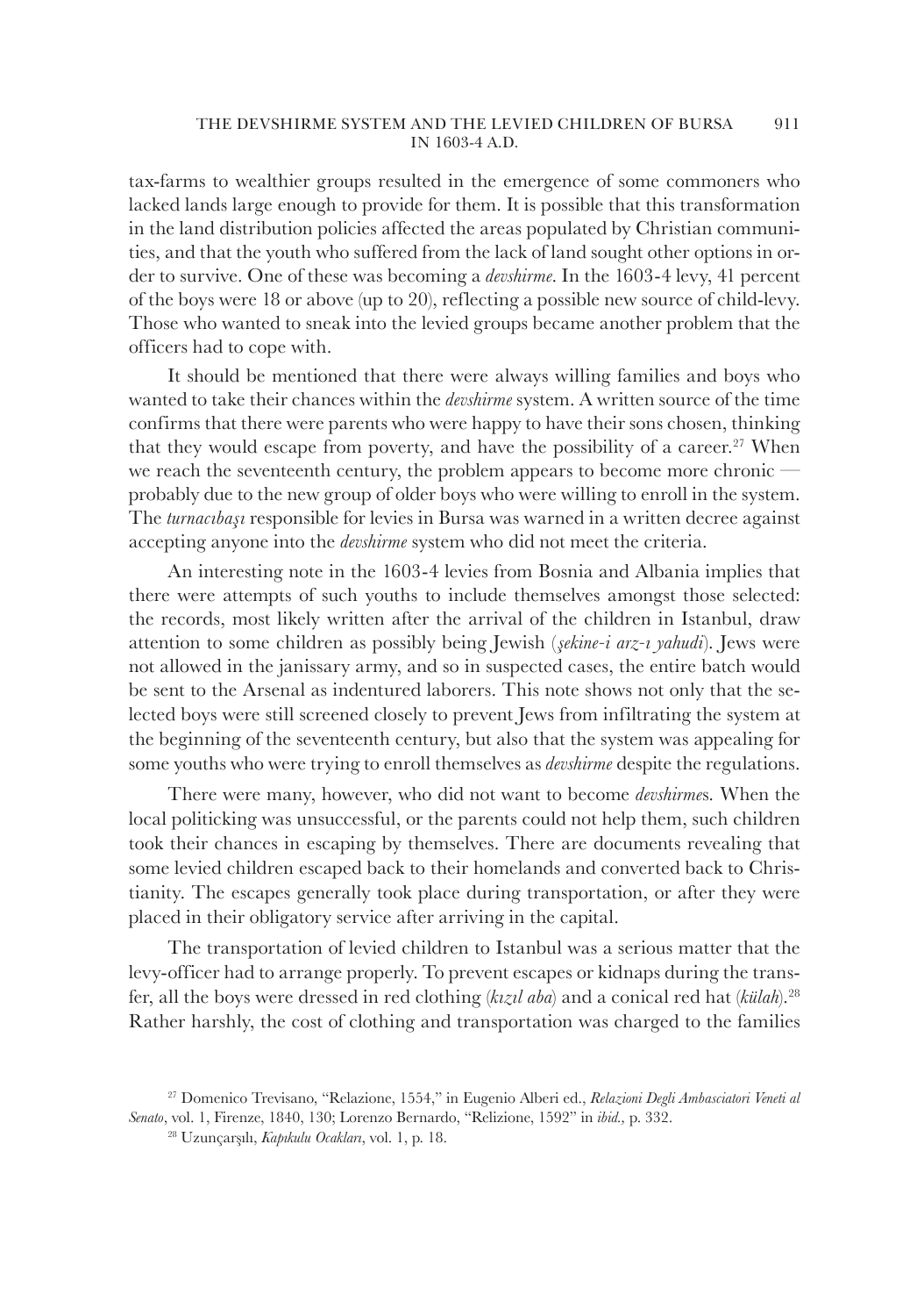tax-farms to wealthier groups resulted in the emergence of some commoners who lacked lands large enough to provide for them. It is possible that this transformation in the land distribution policies affected the areas populated by Christian communities, and that the youth who suffered from the lack of land sought other options in order to survive. One of these was becoming a *devshirme*. In the 1603-4 levy, 41 percent of the boys were 18 or above (up to 20), reflecting a possible new source of child-levy. Those who wanted to sneak into the levied groups became another problem that the officers had to cope with.

It should be mentioned that there were always willing families and boys who wanted to take their chances within the *devshirme* system. A written source of the time confirms that there were parents who were happy to have their sons chosen, thinking that they would escape from poverty, and have the possibility of a career.[27] When we reach the seventeenth century, the problem appears to become more chronic — probably due to the new group of older boys who were willing to enroll in the system. The *turnacıbaşı* responsible for levies in Bursa was warned in a written decree against accepting anyone into the *devshirme* system who did not meet the criteria.

An interesting note in the 1603-4 levies from Bosnia and Albania implies that there were attempts of such youths to include themselves amongst those selected: the records, most likely written after the arrival of the children in Istanbul, draw attention to some children as possibly being Jewish (*şekine-i arz-ı yahudi*). Jews were not allowed in the janissary army, and so in suspected cases, the entire batch would be sent to the Arsenal as indentured laborers. This note shows not only that the selected boys were still screened closely to prevent Jews from infiltrating the system at the beginning of the seventeenth century, but also that the system was appealing for some youths who were trying to enroll themselves as *devshirme* despite the regulations.

There were many, however, who did not want to become *devshirme*s. When the local politicking was unsuccessful, or the parents could not help them, such children took their chances in escaping by themselves. There are documents revealing that some levied children escaped back to their homelands and converted back to Christianity. The escapes generally took place during transportation, or after they were placed in their obligatory service after arriving in the capital.

The transportation of levied children to Istanbul was a serious matter that the levy-officer had to arrange properly. To prevent escapes or kidnaps during the transfer, all the boys were dressed in red clothing (*kızıl aba*) and a conical red hat (*külah*).[28] Rather harshly, the cost of clothing and transportation was charged to the families

---

[27] Domenico Trevisano, "Relazione, 1554," in Eugenio Alberi ed., *Relazioni Degli Ambasciatori Veneti al Senato*, vol. 1, Firenze, 1840, 130; Lorenzo Bernardo, "Relizione, 1592" in *ibid.,* p. 332.

[28] Uzunçarşılı, *Kapıkulu Ocakları*, vol. 1, p. 18.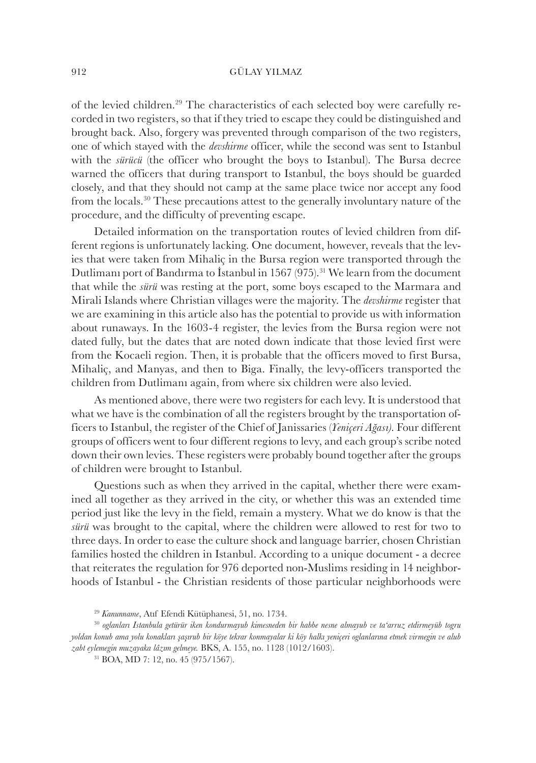of the levied children.[29] The characteristics of each selected boy were carefully recorded in two registers, so that if they tried to escape they could be distinguished and brought back. Also, forgery was prevented through comparison of the two registers, one of which stayed with the *devshirme* officer, while the second was sent to Istanbul with the *sürücü* (the officer who brought the boys to Istanbul). The Bursa decree warned the officers that during transport to Istanbul, the boys should be guarded closely, and that they should not camp at the same place twice nor accept any food from the locals.[30] These precautions attest to the generally involuntary nature of the procedure, and the difficulty of preventing escape.

Detailed information on the transportation routes of levied children from different regions is unfortunately lacking. One document, however, reveals that the levies that were taken from Mihaliç in the Bursa region were transported through the Dutlimanı port of Bandırma to İstanbul in 1567 (975).[31] We learn from the document that while the *sürü* was resting at the port, some boys escaped to the Marmara and Mirali Islands where Christian villages were the majority. The *devshirme* register that we are examining in this article also has the potential to provide us with information about runaways. In the 1603-4 register, the levies from the Bursa region were not dated fully, but the dates that are noted down indicate that those levied first were from the Kocaeli region. Then, it is probable that the officers moved to first Bursa, Mihaliç, and Manyas, and then to Biga. Finally, the levy-officers transported the children from Dutlimanı again, from where six children were also levied.

As mentioned above, there were two registers for each levy. It is understood that what we have is the combination of all the registers brought by the transportation officers to Istanbul, the register of the Chief of Janissaries (*Yeniçeri Ağası)*. Four different groups of officers went to four different regions to levy, and each group's scribe noted down their own levies. These registers were probably bound together after the groups of children were brought to Istanbul.

Questions such as when they arrived in the capital, whether there were examined all together as they arrived in the city, or whether this was an extended time period just like the levy in the field, remain a mystery. What we do know is that the *sürü* was brought to the capital, where the children were allowed to rest for two to three days. In order to ease the culture shock and language barrier, chosen Christian families hosted the children in Istanbul. According to a unique document - a decree that reiterates the regulation for 976 deported non-Muslims residing in 14 neighborhoods of Istanbul - the Christian residents of those particular neighborhoods were

---

[29] *Kanunname*, Atıf Efendi Kütüphanesi, 51, no. 1734.

[30] *oglanları Istanbula getürür iken kondurmayub kimesneden bir habbe nesne almayub ve ta'arruz etdirmeyüb togru yoldan konub ama yolu konakları şaşırub bir köye tekrar konmayalar ki köy halkı yeniçeri oglanlarına etmek virmegin ve alub zabt eylemegin muzayaka lâzım gelmeye.* BKS, A. 155, no. 1128 (1012/1603).

[31] BOA, MD 7: 12, no. 45 (975/1567).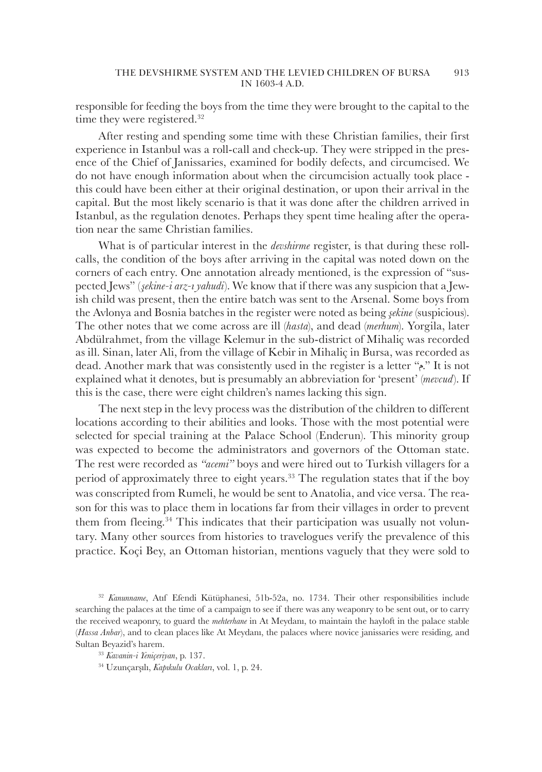responsible for feeding the boys from the time they were brought to the capital to the time they were registered.[32]

After resting and spending some time with these Christian families, their first experience in Istanbul was a roll-call and check-up. They were stripped in the presence of the Chief of Janissaries, examined for bodily defects, and circumcised. We do not have enough information about when the circumcision actually took place - this could have been either at their original destination, or upon their arrival in the capital. But the most likely scenario is that it was done after the children arrived in Istanbul, as the regulation denotes. Perhaps they spent time healing after the operation near the same Christian families.

What is of particular interest in the *devshirme* register, is that during these roll-calls, the condition of the boys after arriving in the capital was noted down on the corners of each entry. One annotation already mentioned, is the expression of "suspected Jews" (*şekine-i arz-ı yahudi*). We know that if there was any suspicion that a Jewish child was present, then the entire batch was sent to the Arsenal. Some boys from the Avlonya and Bosnia batches in the register were noted as being *şekine* (suspicious). The other notes that we come across are ill (*hasta*), and dead (*merhum*). Yorgila, later Abdülrahmet, from the village Kelemur in the sub-district of Mihaliç was recorded as ill. Sinan, later Ali, from the village of Kebir in Mihaliç in Bursa, was recorded as dead. Another mark that was consistently used in the register is a letter "م." It is not explained what it denotes, but is presumably an abbreviation for 'present' (*mevcud*). If this is the case, there were eight children's names lacking this sign.

The next step in the levy process was the distribution of the children to different locations according to their abilities and looks. Those with the most potential were selected for special training at the Palace School (Enderun). This minority group was expected to become the administrators and governors of the Ottoman state. The rest were recorded as *"acemi"* boys and were hired out to Turkish villagers for a period of approximately three to eight years.[33] The regulation states that if the boy was conscripted from Rumeli, he would be sent to Anatolia, and vice versa. The reason for this was to place them in locations far from their villages in order to prevent them from fleeing.[34] This indicates that their participation was usually not voluntary. Many other sources from histories to travelogues verify the prevalence of this practice. Koçi Bey, an Ottoman historian, mentions vaguely that they were sold to

---

[32] *Kanunname*, Atıf Efendi Kütüphanesi, 51b-52a, no. 1734. Their other responsibilities include searching the palaces at the time of a campaign to see if there was any weaponry to be sent out, or to carry the received weaponry, to guard the *mehterhane* in At Meydanı, to maintain the hayloft in the palace stable (*Hassa Anbar*), and to clean places like At Meydanı, the palaces where novice janissaries were residing, and Sultan Beyazid's harem.

[33] *Kavanin-i Yeniçeriyan*, p. 137.

[34] Uzunçarşılı, *Kapıkulu Ocakları*, vol. 1, p. 24.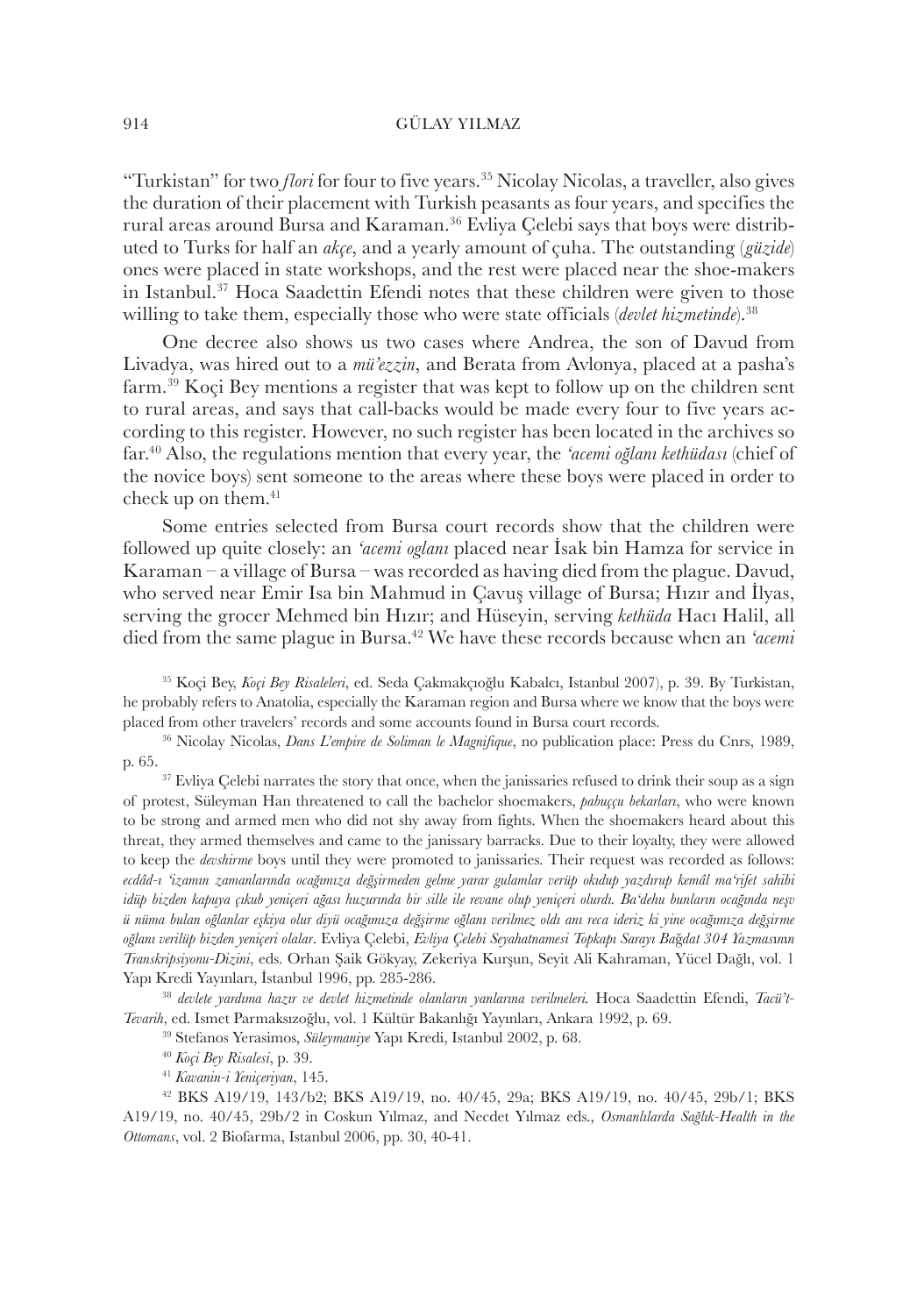"Turkistan" for two *flori* for four to five years.[35] Nicolay Nicolas, a traveller, also gives the duration of their placement with Turkish peasants as four years, and specifies the rural areas around Bursa and Karaman.[36] Evliya Çelebi says that boys were distributed to Turks for half an *akçe*, and a yearly amount of çuha. The outstanding (*güzide*) ones were placed in state workshops, and the rest were placed near the shoe-makers in Istanbul.[37] Hoca Saadettin Efendi notes that these children were given to those willing to take them, especially those who were state officials (*devlet hizmetinde*).[38]

One decree also shows us two cases where Andrea, the son of Davud from Livadya, was hired out to a *mü'ezzin*, and Berata from Avlonya, placed at a pasha's farm.[39] Koçi Bey mentions a register that was kept to follow up on the children sent to rural areas, and says that call-backs would be made every four to five years according to this register. However, no such register has been located in the archives so far.[40] Also, the regulations mention that every year, the *'acemi oğlanı kethüdası* (chief of the novice boys) sent someone to the areas where these boys were placed in order to check up on them.[41]

Some entries selected from Bursa court records show that the children were followed up quite closely: an *'acemi oglanı* placed near İsak bin Hamza for service in Karaman – a village of Bursa – was recorded as having died from the plague. Davud, who served near Emir Isa bin Mahmud in Çavuş village of Bursa; Hızır and İlyas, serving the grocer Mehmed bin Hızır; and Hüseyin, serving *kethüda* Hacı Halil, all died from the same plague in Bursa.[42] We have these records because when an *'acemi*

---

[35] Koçi Bey, *Koçi Bey Risaleleri*, ed. Seda Çakmakçıoğlu Kabalcı, Istanbul 2007), p. 39. By Turkistan, he probably refers to Anatolia, especially the Karaman region and Bursa where we know that the boys were placed from other travelers' records and some accounts found in Bursa court records.

[36] Nicolay Nicolas, *Dans L'empire de Soliman le Magnifique*, no publication place: Press du Cnrs, 1989, p. 65.

[37] Evliya Çelebi narrates the story that once, when the janissaries refused to drink their soup as a sign of protest, Süleyman Han threatened to call the bachelor shoemakers, *pabuççu bekarları*, who were known to be strong and armed men who did not shy away from fights. When the shoemakers heard about this threat, they armed themselves and came to the janissary barracks. Due to their loyalty, they were allowed to keep the *devshirme* boys until they were promoted to janissaries. Their request was recorded as follows: *ecdâd-ı 'izamın zamanlarında ocağımıza değşirmeden gelme yarar gulamlar verüp okıdup yazdırup kemâl ma'rifet sahibi idüp bizden kapuya çıkub yeniçeri ağası huzurında bir sille ile revane olup yeniçeri olurdı. Ba'dehu bunların ocağında neşv ü nüma bulan oğlanlar eşkiya olur diyü ocağımıza değşirme oğlanı verilmez oldı anı reca ideriz ki yine ocağımıza değşirme oğlanı verilüp bizden yeniçeri olalar*. Evliya Çelebi, *Evliya Çelebi Seyahatnamesi Topkapı Sarayı Bağdat 304 Yazmasının Transkripsiyonu-Dizini*, eds. Orhan Şaik Gökyay, Zekeriya Kurşun, Seyit Ali Kahraman, Yücel Dağlı, vol. 1 Yapı Kredi Yayınları, İstanbul 1996, pp. 285-286.

[38] *devlete yardıma hazır ve devlet hizmetinde olanların yanlarına verilmeleri.* Hoca Saadettin Efendi, *Tacü't-Tevarih*, ed. Ismet Parmaksızoğlu, vol. 1 Kültür Bakanlığı Yayınları, Ankara 1992, p. 69.

[39] Stefanos Yerasimos, *Süleymaniye* Yapı Kredi, Istanbul 2002, p. 68.

[40] *Koçi Bey Risalesi*, p. 39.

[41] *Kavanin-i Yeniçeriyan*, 145.

[42] BKS A19/19, 143/b2; BKS A19/19, no. 40/45, 29a; BKS A19/19, no. 40/45, 29b/1; BKS A19/19, no. 40/45, 29b/2 in Coskun Yılmaz, and Necdet Yılmaz eds., *Osmanlılarda Sağlık-Health in the Ottomans*, vol. 2 Biofarma, Istanbul 2006, pp. 30, 40-41.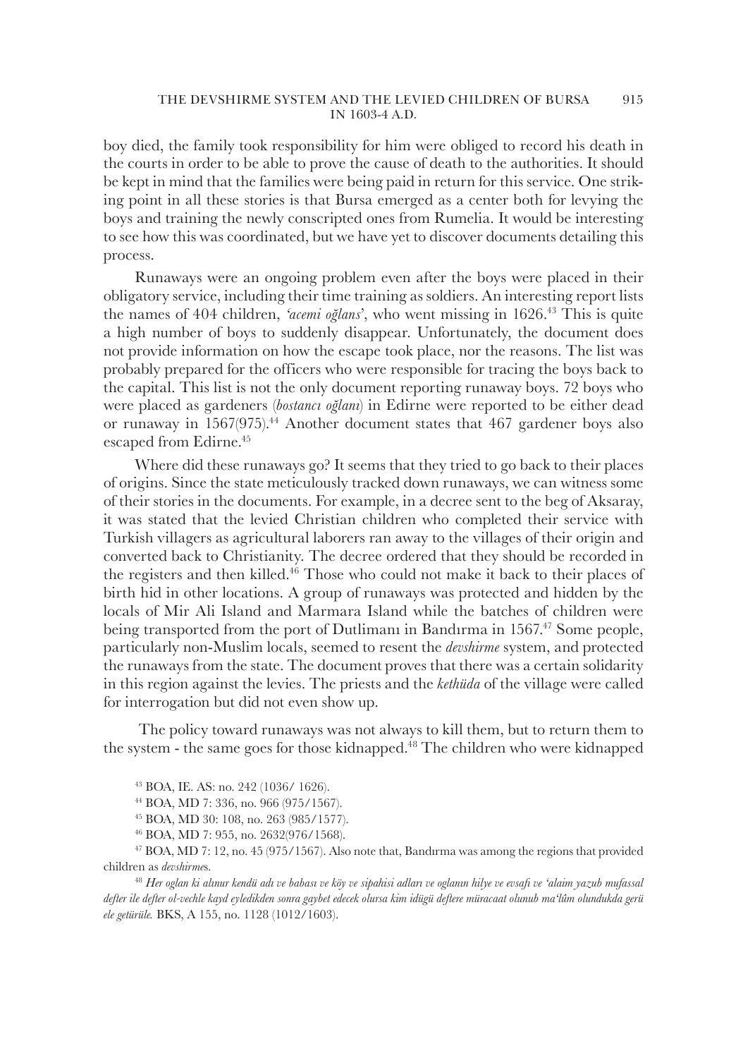boy died, the family took responsibility for him were obliged to record his death in the courts in order to be able to prove the cause of death to the authorities. It should be kept in mind that the families were being paid in return for this service. One striking point in all these stories is that Bursa emerged as a center both for levying the boys and training the newly conscripted ones from Rumelia. It would be interesting to see how this was coordinated, but we have yet to discover documents detailing this process.

Runaways were an ongoing problem even after the boys were placed in their obligatory service, including their time training as soldiers. An interesting report lists the names of 404 children, *'acemi oğlans'*, who went missing in 1626.[43] This is quite a high number of boys to suddenly disappear. Unfortunately, the document does not provide information on how the escape took place, nor the reasons. The list was probably prepared for the officers who were responsible for tracing the boys back to the capital. This list is not the only document reporting runaway boys. 72 boys who were placed as gardeners (*bostancı oğlanı*) in Edirne were reported to be either dead or runaway in 1567(975).[44] Another document states that 467 gardener boys also escaped from Edirne.[45]

Where did these runaways go? It seems that they tried to go back to their places of origins. Since the state meticulously tracked down runaways, we can witness some of their stories in the documents. For example, in a decree sent to the beg of Aksaray, it was stated that the levied Christian children who completed their service with Turkish villagers as agricultural laborers ran away to the villages of their origin and converted back to Christianity. The decree ordered that they should be recorded in the registers and then killed.[46] Those who could not make it back to their places of birth hid in other locations. A group of runaways was protected and hidden by the locals of Mir Ali Island and Marmara Island while the batches of children were being transported from the port of Dutlimanı in Bandırma in 1567.[47] Some people, particularly non-Muslim locals, seemed to resent the *devshirme* system, and protected the runaways from the state. The document proves that there was a certain solidarity in this region against the levies. The priests and the *kethüda* of the village were called for interrogation but did not even show up.

The policy toward runaways was not always to kill them, but to return them to the system - the same goes for those kidnapped.[48] The children who were kidnapped

[43] BOA, IE. AS: no. 242 (1036/ 1626).

[44] BOA, MD 7: 336, no. 966 (975/1567).

[45] BOA, MD 30: 108, no. 263 (985/1577).

[46] BOA, MD 7: 955, no. 2632(976/1568).

[47] BOA, MD 7: 12, no. 45 (975/1567). Also note that, Bandırma was among the regions that provided children as *devshirme*s.

[48] *Her oglan ki alınur kendü adı ve babası ve köy ve sipahisi adları ve oglanın hilye ve evsafı ve 'alaim yazub mufassal defter ile defter ol-vechle kayd eyledikden sonra gaybet edecek olursa kim idügü deftere müracaat olunub ma'lûm olundukda gerü ele getürüle.* BKS, A 155, no. 1128 (1012/1603).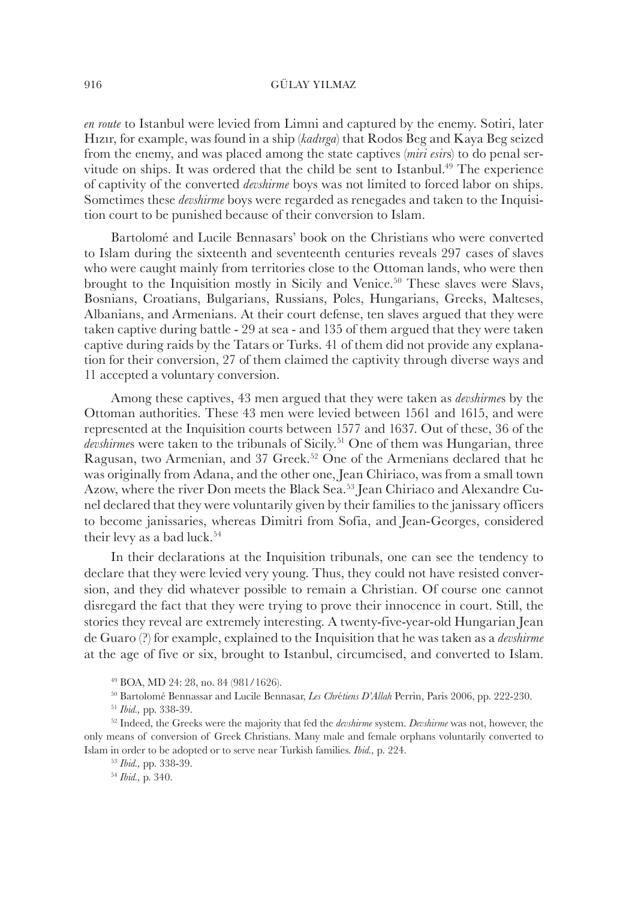*en route* to Istanbul were levied from Limni and captured by the enemy. Sotiri, later Hızır, for example, was found in a ship (*kadırga*) that Rodos Beg and Kaya Beg seized from the enemy, and was placed among the state captives (*miri esirs*) to do penal servitude on ships. It was ordered that the child be sent to Istanbul.[49] The experience of captivity of the converted *devshirme* boys was not limited to forced labor on ships. Sometimes these *devshirme* boys were regarded as renegades and taken to the Inquisition court to be punished because of their conversion to Islam.

Bartolomé and Lucile Bennasars' book on the Christians who were converted to Islam during the sixteenth and seventeenth centuries reveals 297 cases of slaves who were caught mainly from territories close to the Ottoman lands, who were then brought to the Inquisition mostly in Sicily and Venice.[50] These slaves were Slavs, Bosnians, Croatians, Bulgarians, Russians, Poles, Hungarians, Greeks, Malteses, Albanians, and Armenians. At their court defense, ten slaves argued that they were taken captive during battle - 29 at sea - and 135 of them argued that they were taken captive during raids by the Tatars or Turks. 41 of them did not provide any explanation for their conversion, 27 of them claimed the captivity through diverse ways and 11 accepted a voluntary conversion.

Among these captives, 43 men argued that they were taken as *devshirme*s by the Ottoman authorities. These 43 men were levied between 1561 and 1615, and were represented at the Inquisition courts between 1577 and 1637. Out of these, 36 of the *devshirme*s were taken to the tribunals of Sicily.[51] One of them was Hungarian, three Ragusan, two Armenian, and 37 Greek.[52] One of the Armenians declared that he was originally from Adana, and the other one, Jean Chiriaco, was from a small town Azow, where the river Don meets the Black Sea.[53] Jean Chiriaco and Alexandre Cunel declared that they were voluntarily given by their families to the janissary officers to become janissaries, whereas Dimitri from Sofia, and Jean-Georges, considered their levy as a bad luck.[54]

In their declarations at the Inquisition tribunals, one can see the tendency to declare that they were levied very young. Thus, they could not have resisted conversion, and they did whatever possible to remain a Christian. Of course one cannot disregard the fact that they were trying to prove their innocence in court. Still, the stories they reveal are extremely interesting. A twenty-five-year-old Hungarian Jean de Guaro (?) for example, explained to the Inquisition that he was taken as a *devshirme* at the age of five or six, brought to Istanbul, circumcised, and converted to Islam.

[49] BOA, MD 24: 28, no. 84 (981/1626).

[50] Bartolomé Bennassar and Lucile Bennasar, *Les Chrétiens D'Allah* Perrin, Paris 2006, pp. 222-230.

[51] *Ibid.,* pp. 338-39.

[52] Indeed, the Greeks were the majority that fed the *devshirme* system. *Devshirme* was not, however, the only means of conversion of Greek Christians. Many male and female orphans voluntarily converted to Islam in order to be adopted or to serve near Turkish families. *Ibid.,* p. 224.

[53] *Ibid.,* pp. 338-39.

[54] *Ibid.,* p. 340.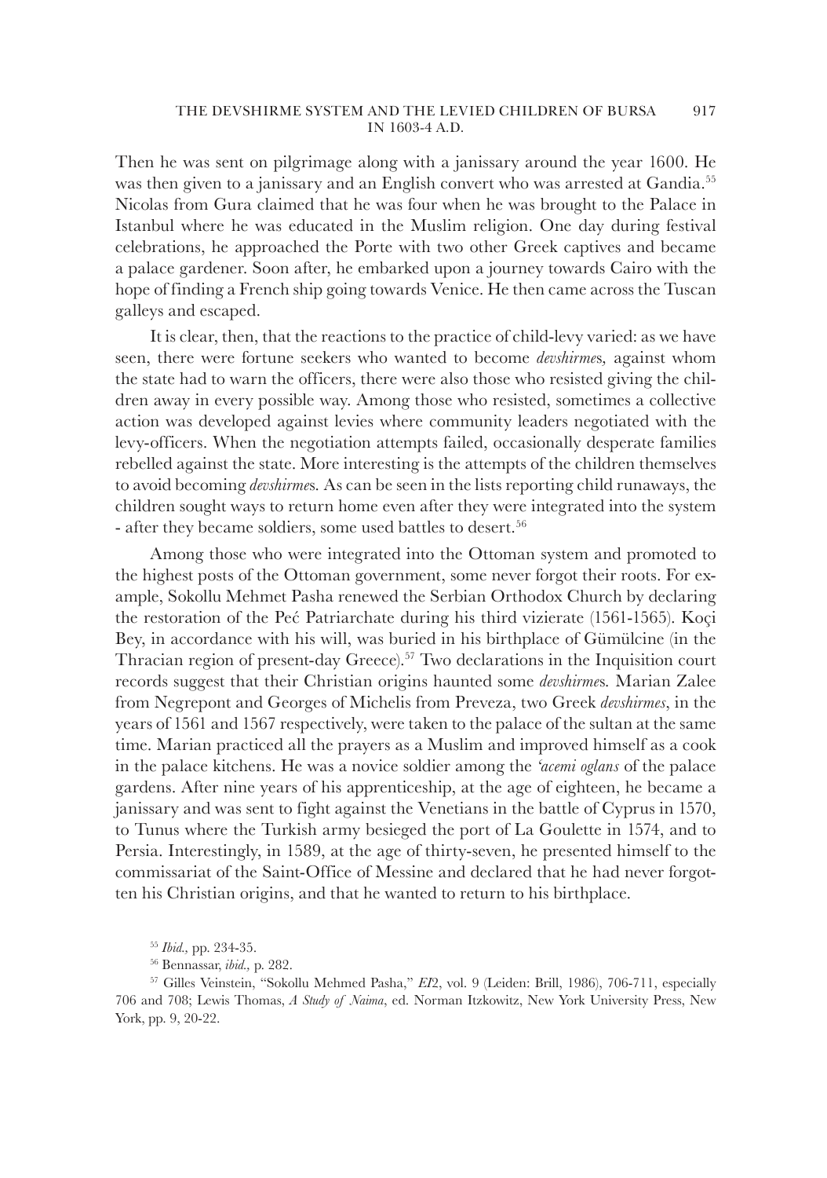Then he was sent on pilgrimage along with a janissary around the year 1600. He was then given to a janissary and an English convert who was arrested at Gandia.[55] Nicolas from Gura claimed that he was four when he was brought to the Palace in Istanbul where he was educated in the Muslim religion. One day during festival celebrations, he approached the Porte with two other Greek captives and became a palace gardener. Soon after, he embarked upon a journey towards Cairo with the hope of finding a French ship going towards Venice. He then came across the Tuscan galleys and escaped.

It is clear, then, that the reactions to the practice of child-levy varied: as we have seen, there were fortune seekers who wanted to become *devshirme*s, against whom the state had to warn the officers, there were also those who resisted giving the children away in every possible way. Among those who resisted, sometimes a collective action was developed against levies where community leaders negotiated with the levy-officers. When the negotiation attempts failed, occasionally desperate families rebelled against the state. More interesting is the attempts of the children themselves to avoid becoming *devshirme*s. As can be seen in the lists reporting child runaways, the children sought ways to return home even after they were integrated into the system - after they became soldiers, some used battles to desert.[56]

Among those who were integrated into the Ottoman system and promoted to the highest posts of the Ottoman government, some never forgot their roots. For example, Sokollu Mehmet Pasha renewed the Serbian Orthodox Church by declaring the restoration of the Peć Patriarchate during his third vizierate (1561-1565). Koçi Bey, in accordance with his will, was buried in his birthplace of Gümülcine (in the Thracian region of present-day Greece).[57] Two declarations in the Inquisition court records suggest that their Christian origins haunted some *devshirme*s. Marian Zalee from Negrepont and Georges of Michelis from Preveza, two Greek *devshirmes*, in the years of 1561 and 1567 respectively, were taken to the palace of the sultan at the same time. Marian practiced all the prayers as a Muslim and improved himself as a cook in the palace kitchens. He was a novice soldier among the *'acemi oglans* of the palace gardens. After nine years of his apprenticeship, at the age of eighteen, he became a janissary and was sent to fight against the Venetians in the battle of Cyprus in 1570, to Tunus where the Turkish army besieged the port of La Goulette in 1574, and to Persia. Interestingly, in 1589, at the age of thirty-seven, he presented himself to the commissariat of the Saint-Office of Messine and declared that he had never forgotten his Christian origins, and that he wanted to return to his birthplace.

[55] *Ibid.*, pp. 234-35.

[56] Bennassar, *ibid.*, p. 282.

[57] Gilles Veinstein, "Sokollu Mehmed Pasha," *EI2*, vol. 9 (Leiden: Brill, 1986), 706-711, especially 706 and 708; Lewis Thomas, *A Study of Naima*, ed. Norman Itzkowitz, New York University Press, New York, pp. 9, 20-22.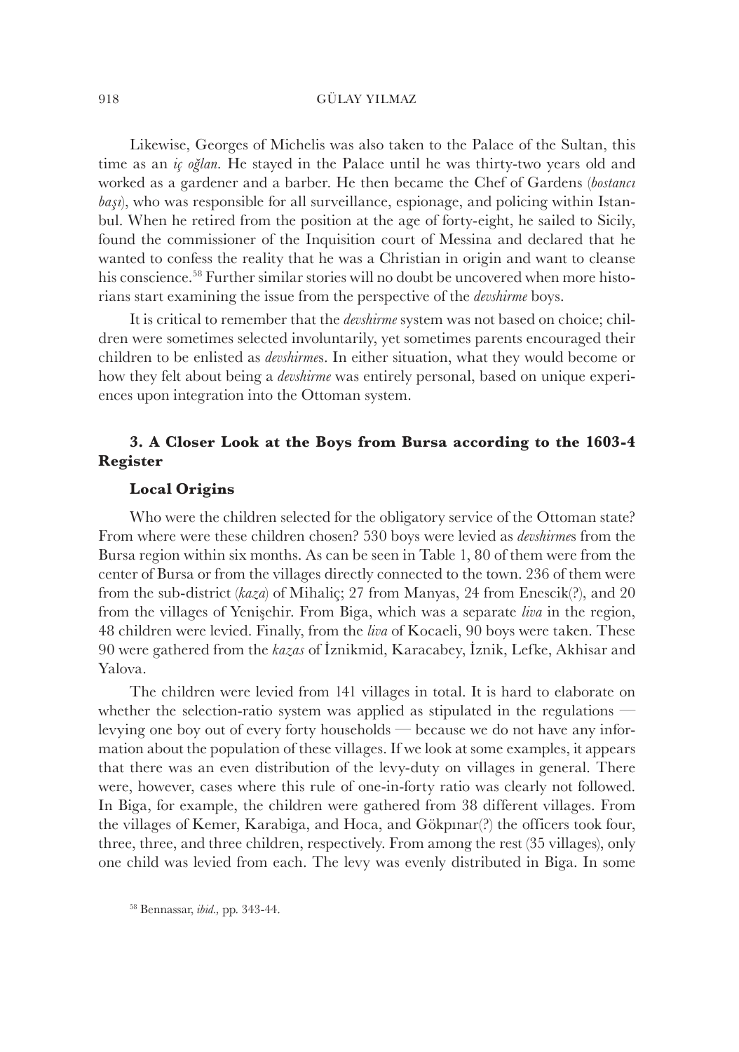Likewise, Georges of Michelis was also taken to the Palace of the Sultan, this time as an *iç oğlan*. He stayed in the Palace until he was thirty-two years old and worked as a gardener and a barber. He then became the Chef of Gardens (*bostancı başı*), who was responsible for all surveillance, espionage, and policing within Istanbul. When he retired from the position at the age of forty-eight, he sailed to Sicily, found the commissioner of the Inquisition court of Messina and declared that he wanted to confess the reality that he was a Christian in origin and want to cleanse his conscience.[58] Further similar stories will no doubt be uncovered when more historians start examining the issue from the perspective of the *devshirme* boys.

It is critical to remember that the *devshirme* system was not based on choice; children were sometimes selected involuntarily, yet sometimes parents encouraged their children to be enlisted as *devshirme*s. In either situation, what they would become or how they felt about being a *devshirme* was entirely personal, based on unique experiences upon integration into the Ottoman system.

## 3. A Closer Look at the Boys from Bursa according to the 1603-4 Register

### Local Origins

Who were the children selected for the obligatory service of the Ottoman state? From where were these children chosen? 530 boys were levied as *devshirme*s from the Bursa region within six months. As can be seen in Table 1, 80 of them were from the center of Bursa or from the villages directly connected to the town. 236 of them were from the sub-district (*kaza*) of Mihaliç; 27 from Manyas, 24 from Enescik(?), and 20 from the villages of Yenişehir. From Biga, which was a separate *liva* in the region, 48 children were levied. Finally, from the *liva* of Kocaeli, 90 boys were taken. These 90 were gathered from the *kazas* of İznikmid, Karacabey, İznik, Lefke, Akhisar and Yalova.

The children were levied from 141 villages in total. It is hard to elaborate on whether the selection-ratio system was applied as stipulated in the regulations — levying one boy out of every forty households — because we do not have any information about the population of these villages. If we look at some examples, it appears that there was an even distribution of the levy-duty on villages in general. There were, however, cases where this rule of one-in-forty ratio was clearly not followed. In Biga, for example, the children were gathered from 38 different villages. From the villages of Kemer, Karabiga, and Hoca, and Gökpınar(?) the officers took four, three, three, and three children, respectively. From among the rest (35 villages), only one child was levied from each. The levy was evenly distributed in Biga. In some

[58] Bennassar, *ibid.*, pp. 343-44.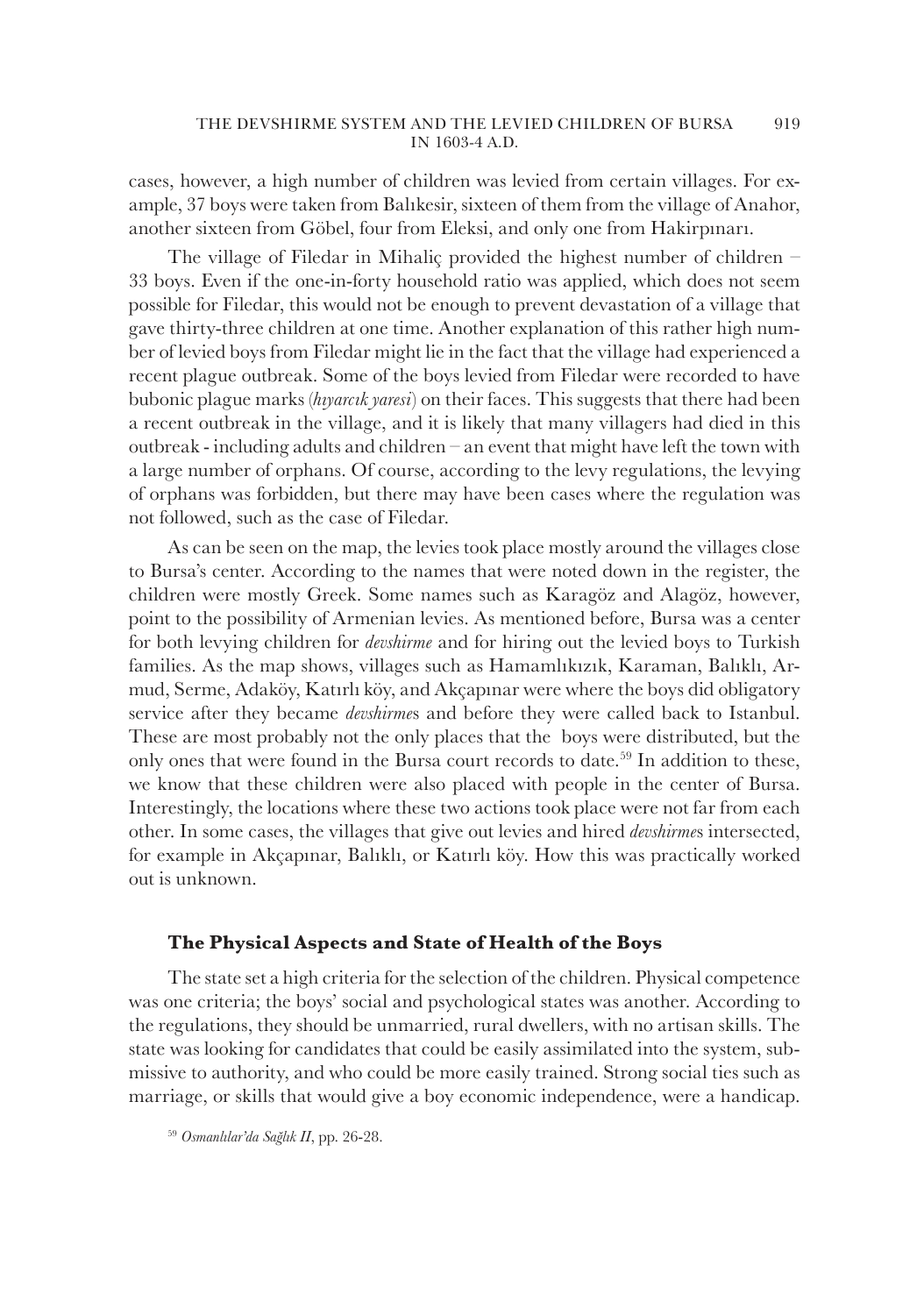cases, however, a high number of children was levied from certain villages. For example, 37 boys were taken from Balıkesir, sixteen of them from the village of Anahor, another sixteen from Göbel, four from Eleksi, and only one from Hakirpınarı.

The village of Filedar in Mihaliç provided the highest number of children – 33 boys. Even if the one-in-forty household ratio was applied, which does not seem possible for Filedar, this would not be enough to prevent devastation of a village that gave thirty-three children at one time. Another explanation of this rather high number of levied boys from Filedar might lie in the fact that the village had experienced a recent plague outbreak. Some of the boys levied from Filedar were recorded to have bubonic plague marks (*hıyarcık yaresi*) on their faces. This suggests that there had been a recent outbreak in the village, and it is likely that many villagers had died in this outbreak - including adults and children – an event that might have left the town with a large number of orphans. Of course, according to the levy regulations, the levying of orphans was forbidden, but there may have been cases where the regulation was not followed, such as the case of Filedar.

As can be seen on the map, the levies took place mostly around the villages close to Bursa's center. According to the names that were noted down in the register, the children were mostly Greek. Some names such as Karagöz and Alagöz, however, point to the possibility of Armenian levies. As mentioned before, Bursa was a center for both levying children for *devshirme* and for hiring out the levied boys to Turkish families. As the map shows, villages such as Hamamlıkızık, Karaman, Balıklı, Armud, Serme, Adaköy, Katırlı köy, and Akçapınar were where the boys did obligatory service after they became *devshirme*s and before they were called back to Istanbul. These are most probably not the only places that the boys were distributed, but the only ones that were found in the Bursa court records to date.[59] In addition to these, we know that these children were also placed with people in the center of Bursa. Interestingly, the locations where these two actions took place were not far from each other. In some cases, the villages that give out levies and hired *devshirme*s intersected, for example in Akçapınar, Balıklı, or Katırlı köy. How this was practically worked out is unknown.

### The Physical Aspects and State of Health of the Boys

The state set a high criteria for the selection of the children. Physical competence was one criteria; the boys' social and psychological states was another. According to the regulations, they should be unmarried, rural dwellers, with no artisan skills. The state was looking for candidates that could be easily assimilated into the system, submissive to authority, and who could be more easily trained. Strong social ties such as marriage, or skills that would give a boy economic independence, were a handicap.

[59] *Osmanlılar'da Sağlık II*, pp. 26-28.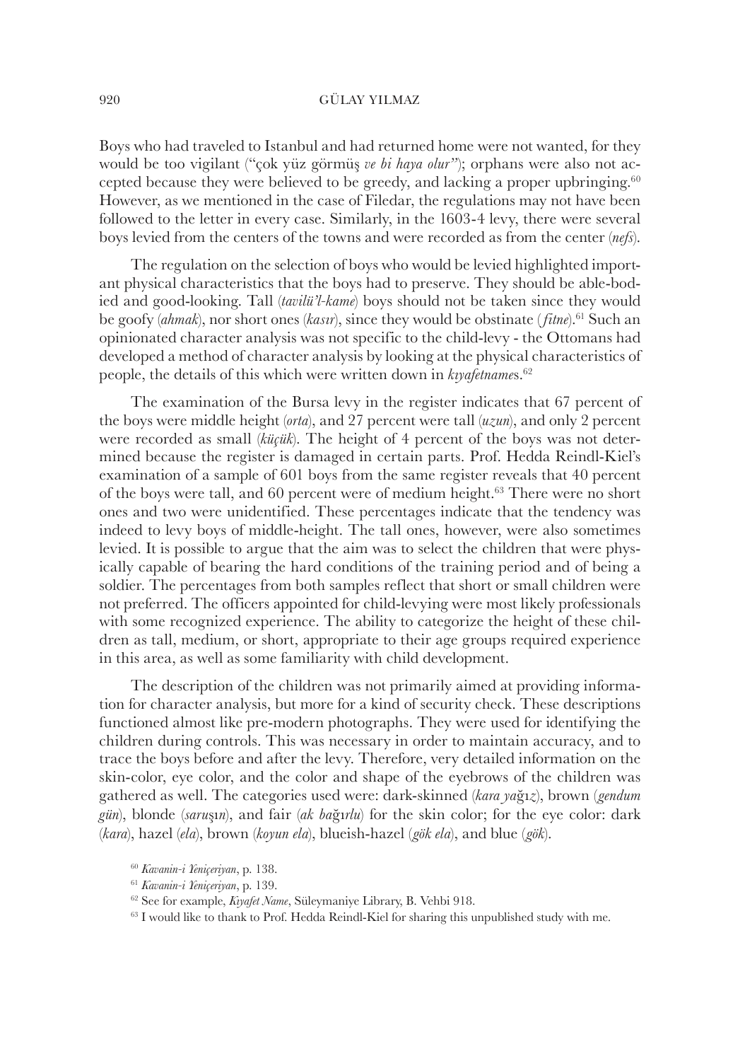Boys who had traveled to Istanbul and had returned home were not wanted, for they would be too vigilant ("çok yüz görmüş *ve bi haya olur*"); orphans were also not accepted because they were believed to be greedy, and lacking a proper upbringing.[60] However, as we mentioned in the case of Filedar, the regulations may not have been followed to the letter in every case. Similarly, in the 1603-4 levy, there were several boys levied from the centers of the towns and were recorded as from the center (*nefs*).

The regulation on the selection of boys who would be levied highlighted important physical characteristics that the boys had to preserve. They should be able-bodied and good-looking. Tall (*tavilü'l-kame*) boys should not be taken since they would be goofy (*ahmak*), nor short ones (*kasır*), since they would be obstinate (*fitne*).[61] Such an opinionated character analysis was not specific to the child-levy - the Ottomans had developed a method of character analysis by looking at the physical characteristics of people, the details of this which were written down in *kıyafetname*s.[62]

The examination of the Bursa levy in the register indicates that 67 percent of the boys were middle height (*orta*), and 27 percent were tall (*uzun*), and only 2 percent were recorded as small (*küçük*). The height of 4 percent of the boys was not determined because the register is damaged in certain parts. Prof. Hedda Reindl-Kiel's examination of a sample of 601 boys from the same register reveals that 40 percent of the boys were tall, and 60 percent were of medium height.[63] There were no short ones and two were unidentified. These percentages indicate that the tendency was indeed to levy boys of middle-height. The tall ones, however, were also sometimes levied. It is possible to argue that the aim was to select the children that were physically capable of bearing the hard conditions of the training period and of being a soldier. The percentages from both samples reflect that short or small children were not preferred. The officers appointed for child-levying were most likely professionals with some recognized experience. The ability to categorize the height of these children as tall, medium, or short, appropriate to their age groups required experience in this area, as well as some familiarity with child development.

The description of the children was not primarily aimed at providing information for character analysis, but more for a kind of security check. These descriptions functioned almost like pre-modern photographs. They were used for identifying the children during controls. This was necessary in order to maintain accuracy, and to trace the boys before and after the levy. Therefore, very detailed information on the skin-color, eye color, and the color and shape of the eyebrows of the children was gathered as well. The categories used were: dark-skinned (*kara yağız*), brown (*gendum gün*), blonde (*saruşın*), and fair (*ak bağırlu*) for the skin color; for the eye color: dark (*kara*), hazel (*ela*), brown (*koyun ela*), blueish-hazel (*gök ela*), and blue (*gök*).

[60] *Kavanin-i Yeniçeriyan*, p. 138.

[61] *Kavanin-i Yeniçeriyan*, p. 139.

[62] See for example, *Kıyafet Name*, Süleymaniye Library, B. Vehbi 918.

[63] I would like to thank to Prof. Hedda Reindl-Kiel for sharing this unpublished study with me.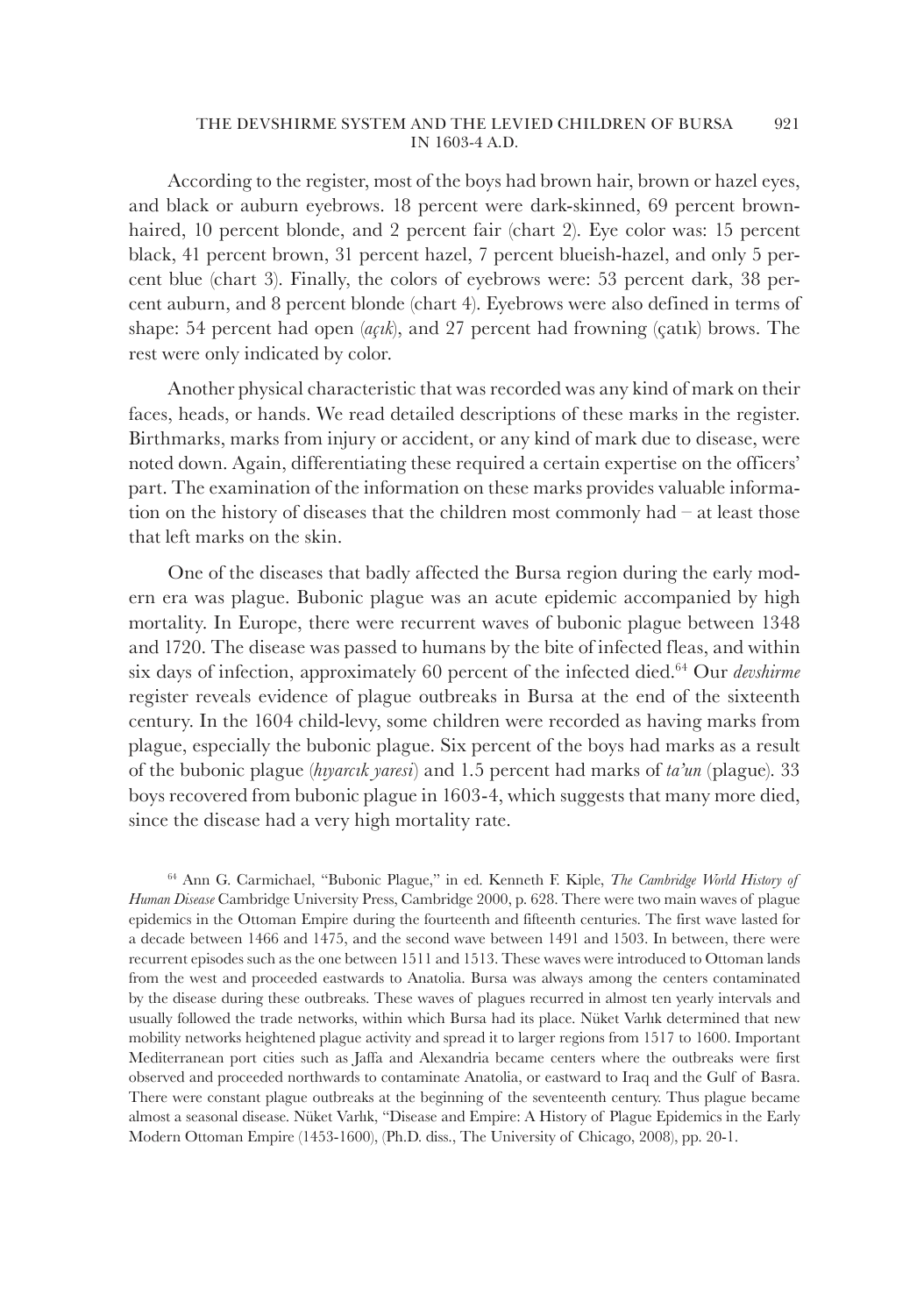According to the register, most of the boys had brown hair, brown or hazel eyes, and black or auburn eyebrows. 18 percent were dark-skinned, 69 percent brown-haired, 10 percent blonde, and 2 percent fair (chart 2). Eye color was: 15 percent black, 41 percent brown, 31 percent hazel, 7 percent blueish-hazel, and only 5 percent blue (chart 3). Finally, the colors of eyebrows were: 53 percent dark, 38 percent auburn, and 8 percent blonde (chart 4). Eyebrows were also defined in terms of shape: 54 percent had open (*açık*), and 27 percent had frowning (çatık) brows. The rest were only indicated by color.

Another physical characteristic that was recorded was any kind of mark on their faces, heads, or hands. We read detailed descriptions of these marks in the register. Birthmarks, marks from injury or accident, or any kind of mark due to disease, were noted down. Again, differentiating these required a certain expertise on the officers' part. The examination of the information on these marks provides valuable information on the history of diseases that the children most commonly had – at least those that left marks on the skin.

One of the diseases that badly affected the Bursa region during the early modern era was plague. Bubonic plague was an acute epidemic accompanied by high mortality. In Europe, there were recurrent waves of bubonic plague between 1348 and 1720. The disease was passed to humans by the bite of infected fleas, and within six days of infection, approximately 60 percent of the infected died.[64] Our *devshirme* register reveals evidence of plague outbreaks in Bursa at the end of the sixteenth century. In the 1604 child-levy, some children were recorded as having marks from plague, especially the bubonic plague. Six percent of the boys had marks as a result of the bubonic plague (*hıyarcık yaresi*) and 1.5 percent had marks of *ta'un* (plague). 33 boys recovered from bubonic plague in 1603-4, which suggests that many more died, since the disease had a very high mortality rate.

[64] Ann G. Carmichael, "Bubonic Plague," in ed. Kenneth F. Kiple, *The Cambridge World History of Human Disease* Cambridge University Press, Cambridge 2000, p. 628. There were two main waves of plague epidemics in the Ottoman Empire during the fourteenth and fifteenth centuries. The first wave lasted for a decade between 1466 and 1475, and the second wave between 1491 and 1503. In between, there were recurrent episodes such as the one between 1511 and 1513. These waves were introduced to Ottoman lands from the west and proceeded eastwards to Anatolia. Bursa was always among the centers contaminated by the disease during these outbreaks. These waves of plagues recurred in almost ten yearly intervals and usually followed the trade networks, within which Bursa had its place. Nüket Varlık determined that new mobility networks heightened plague activity and spread it to larger regions from 1517 to 1600. Important Mediterranean port cities such as Jaffa and Alexandria became centers where the outbreaks were first observed and proceeded northwards to contaminate Anatolia, or eastward to Iraq and the Gulf of Basra. There were constant plague outbreaks at the beginning of the seventeenth century. Thus plague became almost a seasonal disease. Nüket Varlık, "Disease and Empire: A History of Plague Epidemics in the Early Modern Ottoman Empire (1453-1600), (Ph.D. diss., The University of Chicago, 2008), pp. 20-1.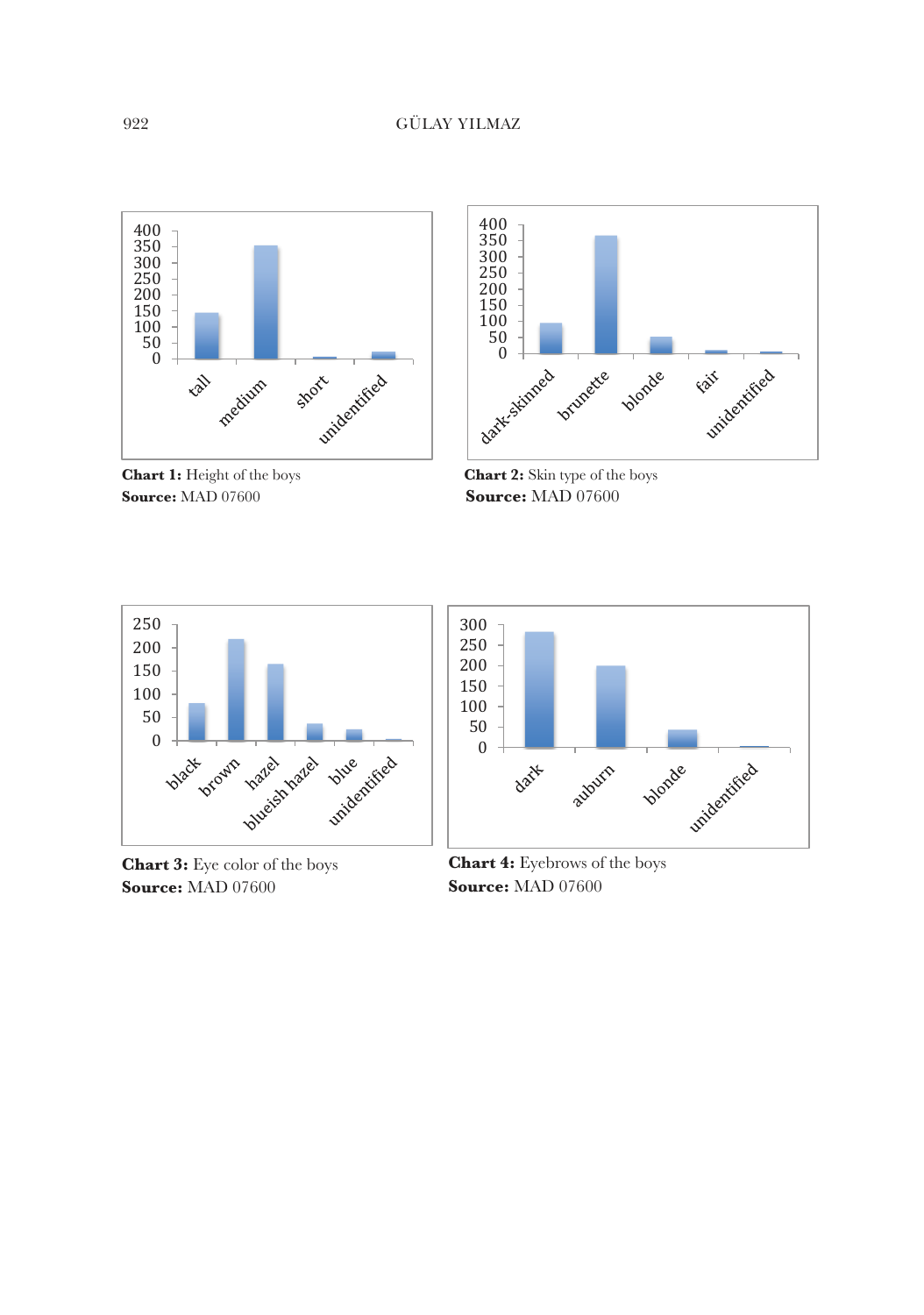**Chart 1:** Height of the boys
**Source:** MAD 07600

**Chart 2:** Skin type of the boys
**Source:** MAD 07600

**Chart 3:** Eye color of the boys
**Source:** MAD 07600

**Chart 4:** Eyebrows of the boys
**Source:** MAD 07600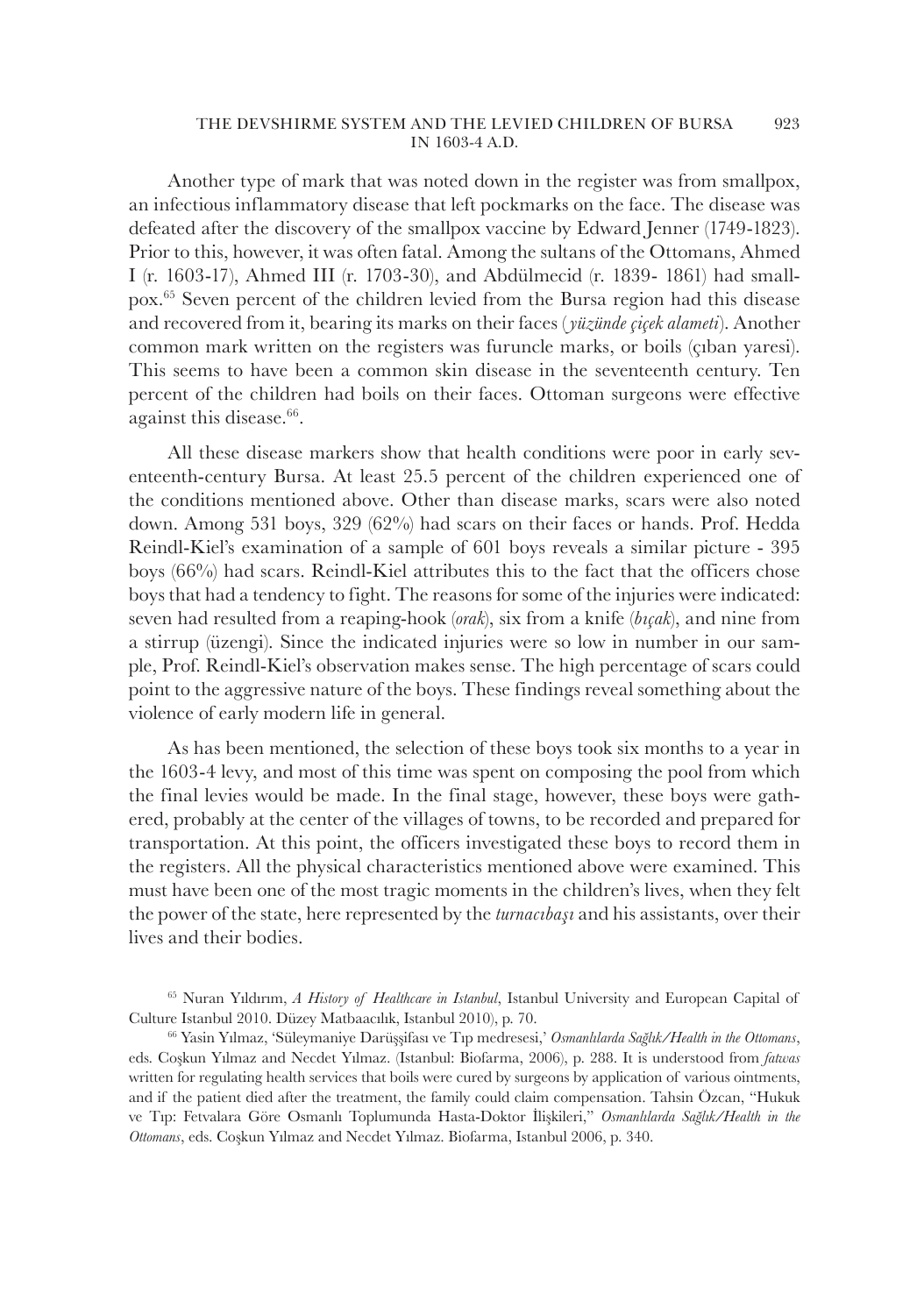Another type of mark that was noted down in the register was from smallpox, an infectious inflammatory disease that left pockmarks on the face. The disease was defeated after the discovery of the smallpox vaccine by Edward Jenner (1749-1823). Prior to this, however, it was often fatal. Among the sultans of the Ottomans, Ahmed I (r. 1603-17), Ahmed III (r. 1703-30), and Abdülmecid (r. 1839- 1861) had smallpox.[65] Seven percent of the children levied from the Bursa region had this disease and recovered from it, bearing its marks on their faces (*yüzünde çiçek alameti*). Another common mark written on the registers was furuncle marks, or boils (çıban yaresi). This seems to have been a common skin disease in the seventeenth century. Ten percent of the children had boils on their faces. Ottoman surgeons were effective against this disease.[66].

All these disease markers show that health conditions were poor in early seventeenth-century Bursa. At least 25.5 percent of the children experienced one of the conditions mentioned above. Other than disease marks, scars were also noted down. Among 531 boys, 329 (62%) had scars on their faces or hands. Prof. Hedda Reindl-Kiel's examination of a sample of 601 boys reveals a similar picture - 395 boys (66%) had scars. Reindl-Kiel attributes this to the fact that the officers chose boys that had a tendency to fight. The reasons for some of the injuries were indicated: seven had resulted from a reaping-hook (*orak*), six from a knife (*bıçak*), and nine from a stirrup (üzengi). Since the indicated injuries were so low in number in our sample, Prof. Reindl-Kiel's observation makes sense. The high percentage of scars could point to the aggressive nature of the boys. These findings reveal something about the violence of early modern life in general.

As has been mentioned, the selection of these boys took six months to a year in the 1603-4 levy, and most of this time was spent on composing the pool from which the final levies would be made. In the final stage, however, these boys were gathered, probably at the center of the villages of towns, to be recorded and prepared for transportation. At this point, the officers investigated these boys to record them in the registers. All the physical characteristics mentioned above were examined. This must have been one of the most tragic moments in the children's lives, when they felt the power of the state, here represented by the *turnacıbaşı* and his assistants, over their lives and their bodies.

[65] Nuran Yıldırım, *A History of Healthcare in Istanbul*, Istanbul University and European Capital of Culture Istanbul 2010. Düzey Matbaacılık, Istanbul 2010), p. 70.

[66] Yasin Yılmaz, 'Süleymaniye Darüşşifası ve Tıp medresesi,' *Osmanlılarda Sağlık/Health in the Ottomans*, eds. Coşkun Yılmaz and Necdet Yılmaz. (Istanbul: Biofarma, 2006), p. 288. It is understood from *fatwas* written for regulating health services that boils were cured by surgeons by application of various ointments, and if the patient died after the treatment, the family could claim compensation. Tahsin Özcan, "Hukuk ve Tıp: Fetvalara Göre Osmanlı Toplumunda Hasta-Doktor İlişkileri," *Osmanlılarda Sağlık/Health in the Ottomans*, eds. Coşkun Yılmaz and Necdet Yılmaz. Biofarma, Istanbul 2006, p. 340.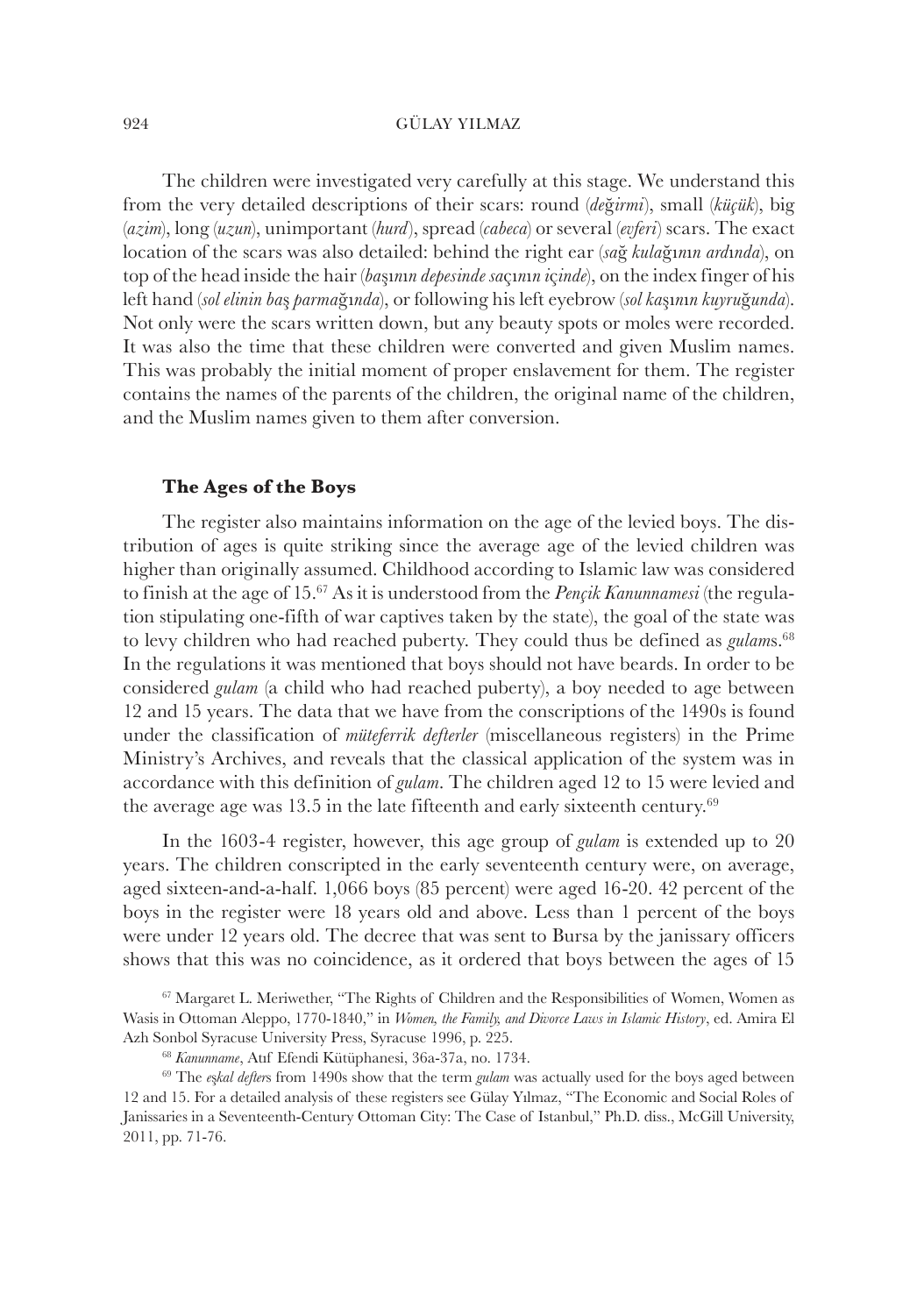The children were investigated very carefully at this stage. We understand this from the very detailed descriptions of their scars: round (*değirmi*), small (*küçük*), big (*azim*), long (*uzun*), unimportant (*hurd*), spread (*cabeca*) or several (*evferi*) scars. The exact location of the scars was also detailed: behind the right ear (*sağ kulağının ardında*), on top of the head inside the hair (*başının depesinde saçının içinde*), on the index finger of his left hand (*sol elinin baş parmağında*), or following his left eyebrow (*sol kaşının kuyruğunda*). Not only were the scars written down, but any beauty spots or moles were recorded. It was also the time that these children were converted and given Muslim names. This was probably the initial moment of proper enslavement for them. The register contains the names of the parents of the children, the original name of the children, and the Muslim names given to them after conversion.

### **The Ages of the Boys**

The register also maintains information on the age of the levied boys. The distribution of ages is quite striking since the average age of the levied children was higher than originally assumed. Childhood according to Islamic law was considered to finish at the age of 15.[67] As it is understood from the *Pençik Kanunnamesi* (the regulation stipulating one-fifth of war captives taken by the state), the goal of the state was to levy children who had reached puberty. They could thus be defined as *gulam*s.[68] In the regulations it was mentioned that boys should not have beards. In order to be considered *gulam* (a child who had reached puberty), a boy needed to age between 12 and 15 years. The data that we have from the conscriptions of the 1490s is found under the classification of *müteferrik defterler* (miscellaneous registers) in the Prime Ministry's Archives, and reveals that the classical application of the system was in accordance with this definition of *gulam*. The children aged 12 to 15 were levied and the average age was 13.5 in the late fifteenth and early sixteenth century.[69]

In the 1603-4 register, however, this age group of *gulam* is extended up to 20 years. The children conscripted in the early seventeenth century were, on average, aged sixteen-and-a-half. 1,066 boys (85 percent) were aged 16-20. 42 percent of the boys in the register were 18 years old and above. Less than 1 percent of the boys were under 12 years old. The decree that was sent to Bursa by the janissary officers shows that this was no coincidence, as it ordered that boys between the ages of 15

[67] Margaret L. Meriwether, "The Rights of Children and the Responsibilities of Women, Women as Wasis in Ottoman Aleppo, 1770-1840," in *Women, the Family, and Divorce Laws in Islamic History*, ed. Amira El Azh Sonbol Syracuse University Press, Syracuse 1996, p. 225.

[68] *Kanunname*, Atıf Efendi Kütüphanesi, 36a-37a, no. 1734.

[69] The *eşkal defter*s from 1490s show that the term *gulam* was actually used for the boys aged between 12 and 15. For a detailed analysis of these registers see Gülay Yılmaz, "The Economic and Social Roles of Janissaries in a Seventeenth-Century Ottoman City: The Case of Istanbul," Ph.D. diss., McGill University, 2011, pp. 71-76.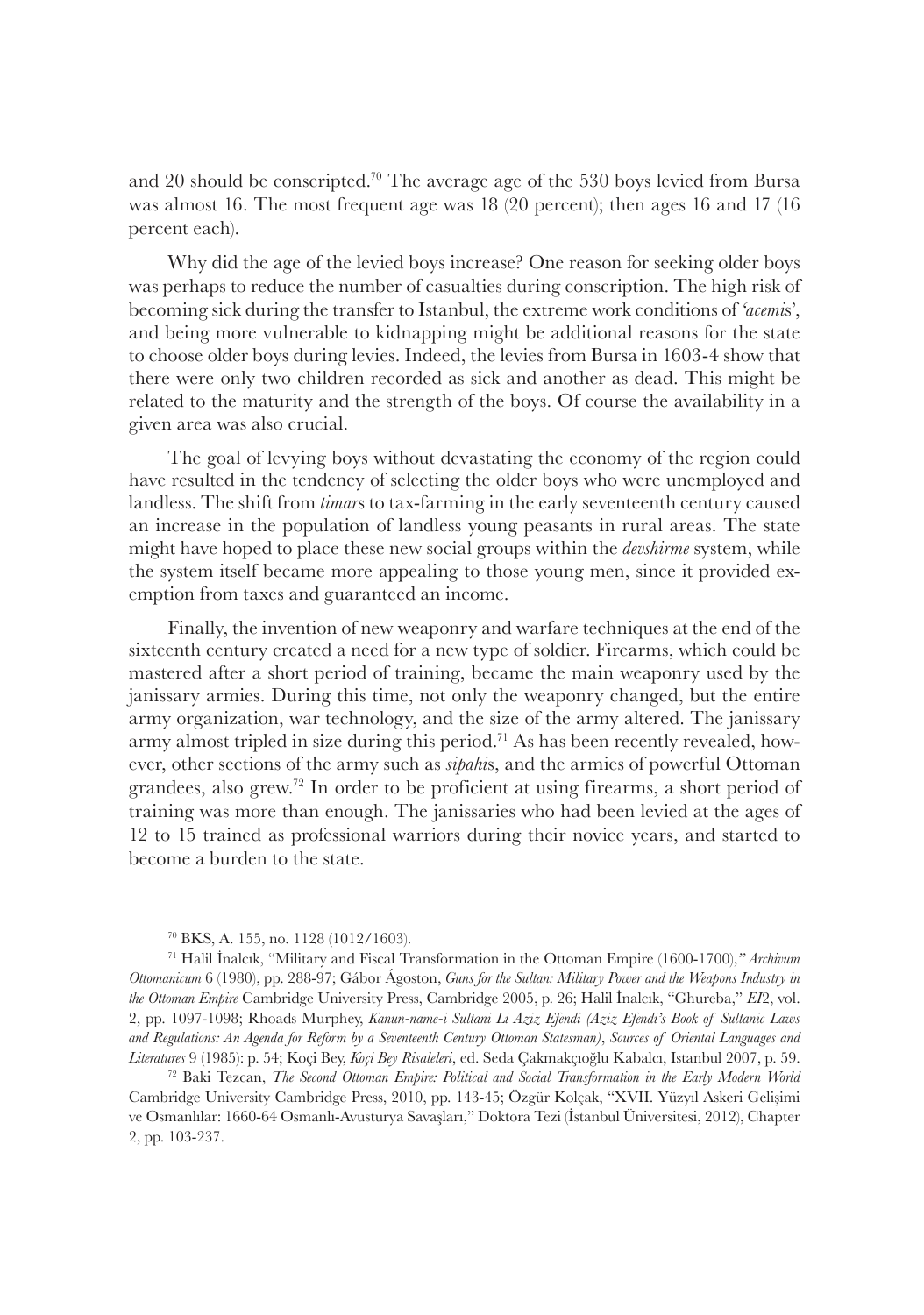and 20 should be conscripted.[70] The average age of the 530 boys levied from Bursa was almost 16. The most frequent age was 18 (20 percent); then ages 16 and 17 (16 percent each).

Why did the age of the levied boys increase? One reason for seeking older boys was perhaps to reduce the number of casualties during conscription. The high risk of becoming sick during the transfer to Istanbul, the extreme work conditions of *'acemi*s', and being more vulnerable to kidnapping might be additional reasons for the state to choose older boys during levies. Indeed, the levies from Bursa in 1603-4 show that there were only two children recorded as sick and another as dead. This might be related to the maturity and the strength of the boys. Of course the availability in a given area was also crucial.

The goal of levying boys without devastating the economy of the region could have resulted in the tendency of selecting the older boys who were unemployed and landless. The shift from *timar*s to tax-farming in the early seventeenth century caused an increase in the population of landless young peasants in rural areas. The state might have hoped to place these new social groups within the *devshirme* system, while the system itself became more appealing to those young men, since it provided exemption from taxes and guaranteed an income.

Finally, the invention of new weaponry and warfare techniques at the end of the sixteenth century created a need for a new type of soldier. Firearms, which could be mastered after a short period of training, became the main weaponry used by the janissary armies. During this time, not only the weaponry changed, but the entire army organization, war technology, and the size of the army altered. The janissary army almost tripled in size during this period.[71] As has been recently revealed, however, other sections of the army such as *sipahi*s, and the armies of powerful Ottoman grandees, also grew.[72] In order to be proficient at using firearms, a short period of training was more than enough. The janissaries who had been levied at the ages of 12 to 15 trained as professional warriors during their novice years, and started to become a burden to the state.

[70] BKS, A. 155, no. 1128 (1012/1603).

[71] Halil İnalcık, "Military and Fiscal Transformation in the Ottoman Empire (1600-1700)," *Archivum Ottomanicum* 6 (1980), pp. 288-97; Gábor Ágoston, *Guns for the Sultan: Military Power and the Weapons Industry in the Ottoman Empire* Cambridge University Press, Cambridge 2005, p. 26; Halil İnalcık, "Ghureba," *EI*2, vol. 2, pp. 1097-1098; Rhoads Murphey, *Kanun-name-i Sultani Li Aziz Efendi (Aziz Efendi's Book of Sultanic Laws and Regulations: An Agenda for Reform by a Seventeenth Century Ottoman Statesman)*, *Sources of Oriental Languages and Literatures* 9 (1985): p. 54; Koçi Bey, *Koçi Bey Risaleleri*, ed. Seda Çakmakçıoğlu Kabalcı, Istanbul 2007, p. 59.

[72] Baki Tezcan, *The Second Ottoman Empire: Political and Social Transformation in the Early Modern World* Cambridge University Cambridge Press, 2010, pp. 143-45; Özgür Kolçak, "XVII. Yüzyıl Askeri Gelişimi ve Osmanlılar: 1660-64 Osmanlı-Avusturya Savaşları," Doktora Tezi (İstanbul Üniversitesi, 2012), Chapter 2, pp. 103-237.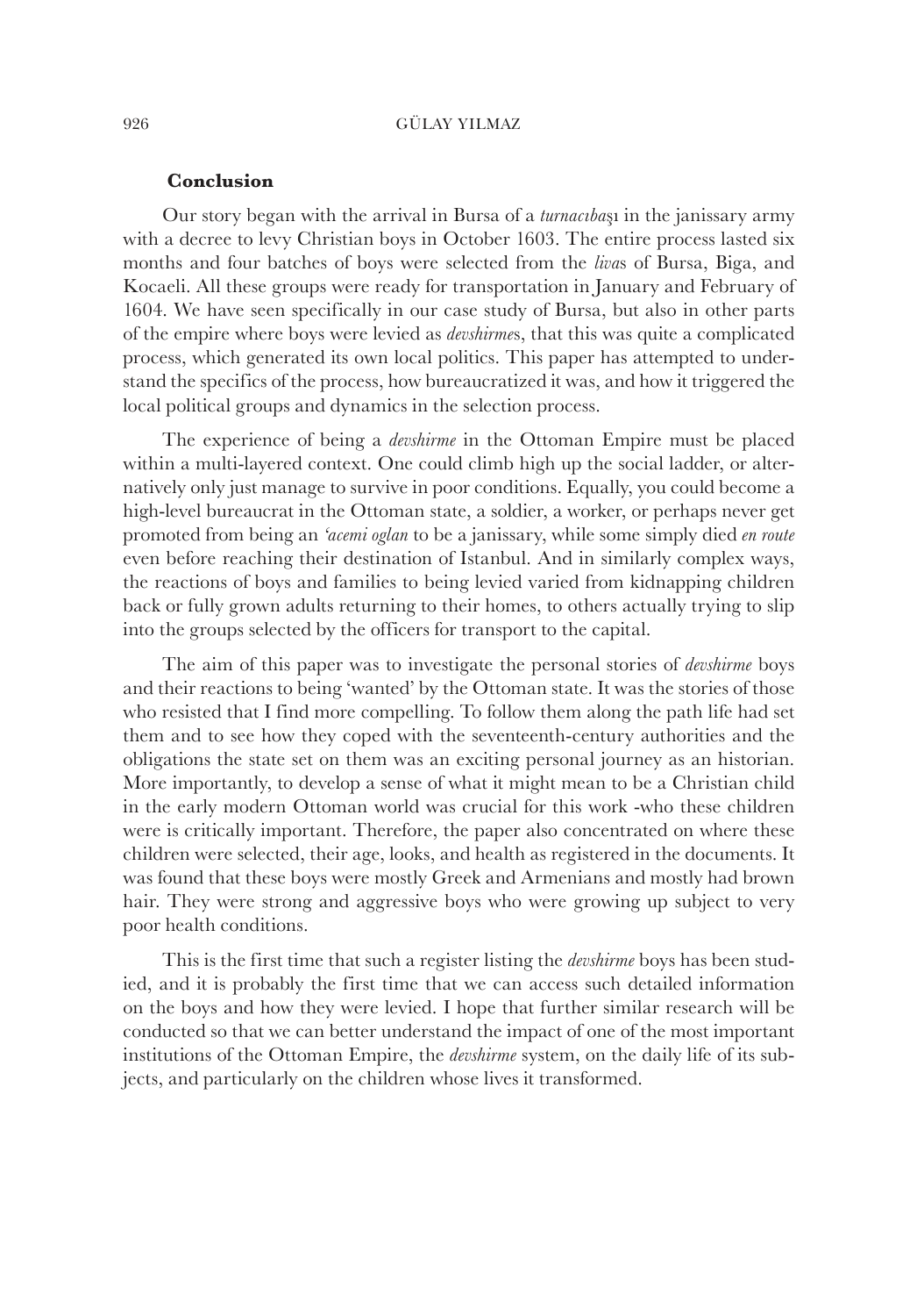## Conclusion

Our story began with the arrival in Bursa of a *turnacıbaşı* in the janissary army with a decree to levy Christian boys in October 1603. The entire process lasted six months and four batches of boys were selected from the *liva*s of Bursa, Biga, and Kocaeli. All these groups were ready for transportation in January and February of 1604. We have seen specifically in our case study of Bursa, but also in other parts of the empire where boys were levied as *devshirme*s, that this was quite a complicated process, which generated its own local politics. This paper has attempted to understand the specifics of the process, how bureaucratized it was, and how it triggered the local political groups and dynamics in the selection process.

The experience of being a *devshirme* in the Ottoman Empire must be placed within a multi-layered context. One could climb high up the social ladder, or alternatively only just manage to survive in poor conditions. Equally, you could become a high-level bureaucrat in the Ottoman state, a soldier, a worker, or perhaps never get promoted from being an *'acemi oglan* to be a janissary, while some simply died *en route* even before reaching their destination of Istanbul. And in similarly complex ways, the reactions of boys and families to being levied varied from kidnapping children back or fully grown adults returning to their homes, to others actually trying to slip into the groups selected by the officers for transport to the capital.

The aim of this paper was to investigate the personal stories of *devshirme* boys and their reactions to being 'wanted' by the Ottoman state. It was the stories of those who resisted that I find more compelling. To follow them along the path life had set them and to see how they coped with the seventeenth-century authorities and the obligations the state set on them was an exciting personal journey as an historian. More importantly, to develop a sense of what it might mean to be a Christian child in the early modern Ottoman world was crucial for this work -who these children were is critically important. Therefore, the paper also concentrated on where these children were selected, their age, looks, and health as registered in the documents. It was found that these boys were mostly Greek and Armenians and mostly had brown hair. They were strong and aggressive boys who were growing up subject to very poor health conditions.

This is the first time that such a register listing the *devshirme* boys has been studied, and it is probably the first time that we can access such detailed information on the boys and how they were levied. I hope that further similar research will be conducted so that we can better understand the impact of one of the most important institutions of the Ottoman Empire, the *devshirme* system, on the daily life of its subjects, and particularly on the children whose lives it transformed.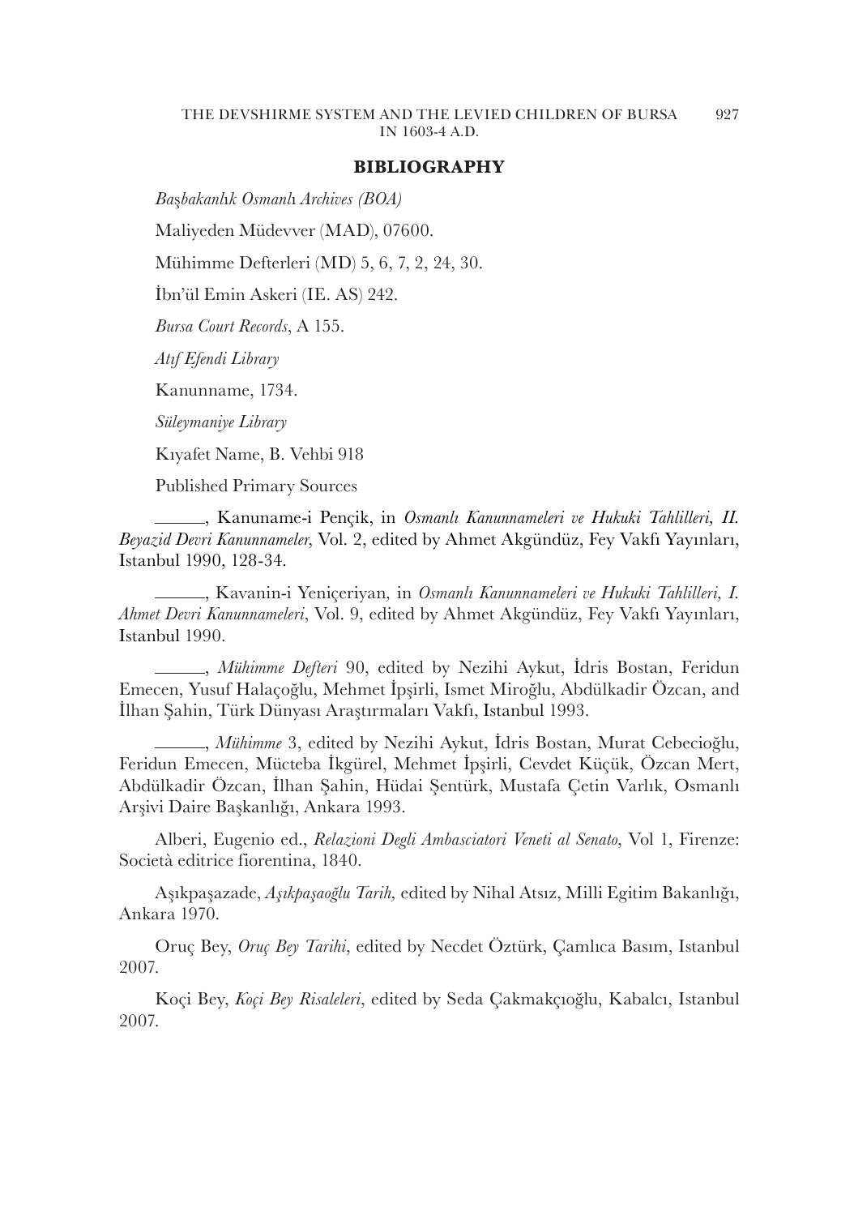## BIBLIOGRAPHY

*Başbakanlık Osmanlı Archives (BOA)*

Maliyeden Müdevver (MAD), 07600.

Mühimme Defterleri (MD) 5, 6, 7, 2, 24, 30.

İbn'ül Emin Askeri (IE. AS) 242.

*Bursa Court Records*, A 155.

*Atıf Efendi Library*

Kanunname, 1734.

*Süleymaniye Library*

Kıyafet Name, B. Vehbi 918

Published Primary Sources

______, Kanuname-i Pençik, in *Osmanlı Kanunnameleri ve Hukuki Tahlilleri, II. Beyazid Devri Kanunnameler*, Vol. 2, edited by Ahmet Akgündüz, Fey Vakfı Yayınları, Istanbul 1990, 128-34.

______, Kavanin-i Yeniçeriyan, in *Osmanlı Kanunnameleri ve Hukuki Tahlilleri, I. Ahmet Devri Kanunnameleri*, Vol. 9, edited by Ahmet Akgündüz, Fey Vakfı Yayınları, Istanbul 1990.

______, *Mühimme Defteri* 90, edited by Nezihi Aykut, İdris Bostan, Feridun Emecen, Yusuf Halaçoğlu, Mehmet İpşirli, Ismet Miroğlu, Abdülkadir Özcan, and İlhan Şahin, Türk Dünyası Araştırmaları Vakfı, Istanbul 1993.

______, *Mühimme* 3, edited by Nezihi Aykut, İdris Bostan, Murat Cebecioğlu, Feridun Emecen, Mücteba İkgürel, Mehmet İpşirli, Cevdet Küçük, Özcan Mert, Abdülkadir Özcan, İlhan Şahin, Hüdai Şentürk, Mustafa Çetin Varlık, Osmanlı Arşivi Daire Başkanlığı, Ankara 1993.

Alberi, Eugenio ed., *Relazioni Degli Ambasciatori Veneti al Senato*, Vol 1, Firenze: Società editrice fiorentina, 1840.

Aşıkpaşazade, *Aşıkpaşaoğlu Tarih,* edited by Nihal Atsız, Milli Egitim Bakanlığı, Ankara 1970.

Oruç Bey, *Oruç Bey Tarihi*, edited by Necdet Öztürk, Çamlıca Basım, Istanbul 2007.

Koçi Bey, *Koçi Bey Risaleleri*, edited by Seda Çakmakçıoğlu, Kabalcı, Istanbul 2007.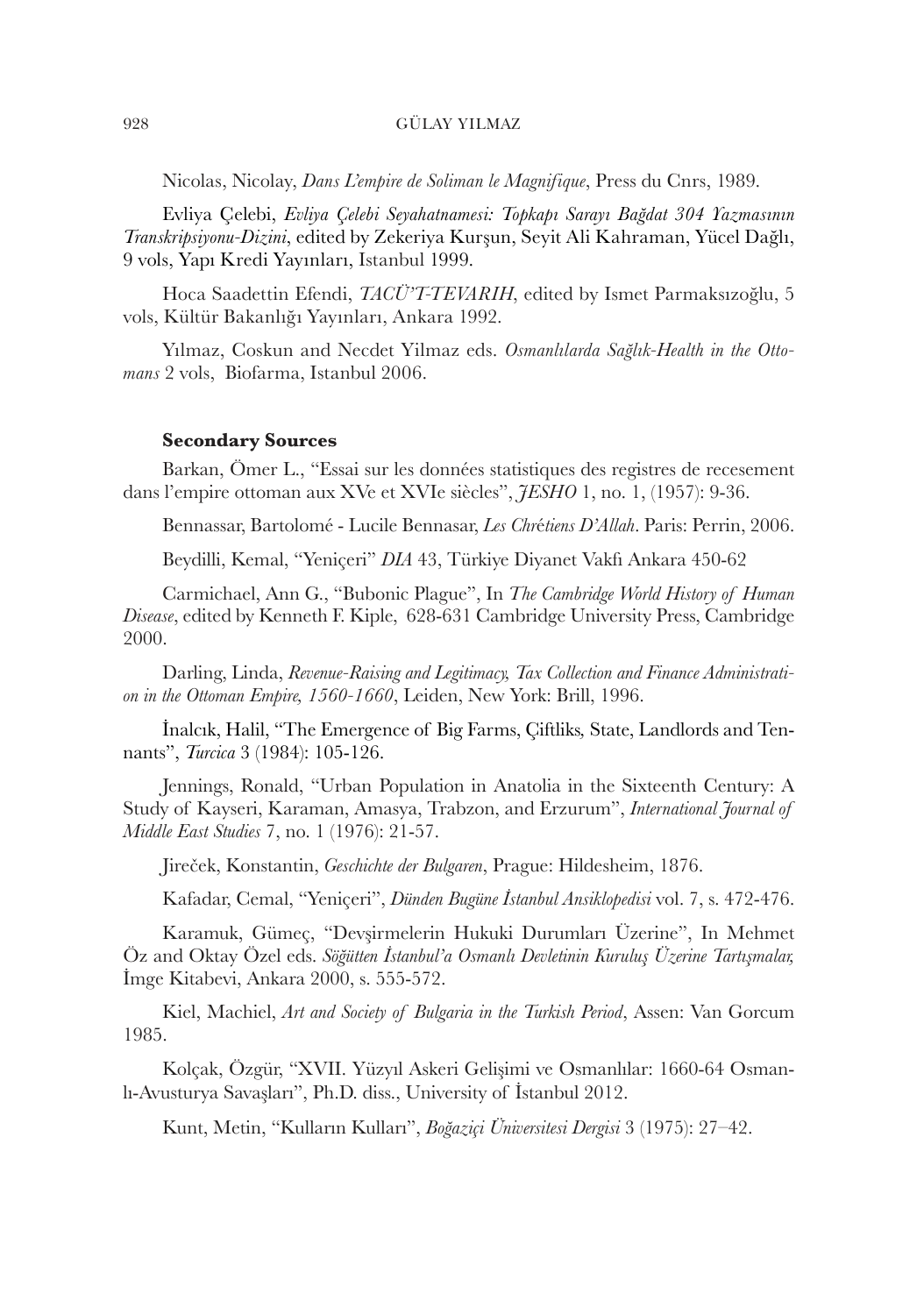Nicolas, Nicolay, *Dans L'empire de Soliman le Magnifique*, Press du Cnrs, 1989.

Evliya Çelebi, *Evliya Çelebi Seyahatnamesi: Topkapı Sarayı Bağdat 304 Yazmasının Transkripsiyonu-Dizini*, edited by Zekeriya Kurşun, Seyit Ali Kahraman, Yücel Dağlı, 9 vols, Yapı Kredi Yayınları, Istanbul 1999.

Hoca Saadettin Efendi, *TACÜ'T-TEVARIH*, edited by Ismet Parmaksızoğlu, 5 vols, Kültür Bakanlığı Yayınları, Ankara 1992.

Yılmaz, Coskun and Necdet Yilmaz eds. *Osmanlılarda Sağlık-Health in the Ottomans* 2 vols, Biofarma, Istanbul 2006.

### Secondary Sources

Barkan, Ömer L., "Essai sur les données statistiques des registres de recesement dans l'empire ottoman aux XVe et XVIe siècles", *JESHO* 1, no. 1, (1957): 9-36.

Bennassar, Bartolomé - Lucile Bennasar, *Les Chrétiens D'Allah*. Paris: Perrin, 2006.

Beydilli, Kemal, "Yeniçeri" *DIA* 43, Türkiye Diyanet Vakfı Ankara 450-62

Carmichael, Ann G., "Bubonic Plague", In *The Cambridge World History of Human Disease*, edited by Kenneth F. Kiple, 628-631 Cambridge University Press, Cambridge 2000.

Darling, Linda, *Revenue-Raising and Legitimacy, Tax Collection and Finance Administration in the Ottoman Empire, 1560-1660*, Leiden, New York: Brill, 1996.

İnalcık, Halil, "The Emergence of Big Farms, Çiftliks, State, Landlords and Tennants", *Turcica* 3 (1984): 105-126.

Jennings, Ronald, "Urban Population in Anatolia in the Sixteenth Century: A Study of Kayseri, Karaman, Amasya, Trabzon, and Erzurum", *International Journal of Middle East Studies* 7, no. 1 (1976): 21-57.

Jireček, Konstantin, *Geschichte der Bulgaren*, Prague: Hildesheim, 1876.

Kafadar, Cemal, "Yeniçeri", *Dünden Bugüne İstanbul Ansiklopedisi* vol. 7, s. 472-476.

Karamuk, Gümeç, "Devşirmelerin Hukuki Durumları Üzerine", In Mehmet Öz and Oktay Özel eds. *Söğütten İstanbul'a Osmanlı Devletinin Kuruluş Üzerine Tartışmalar,* İmge Kitabevi, Ankara 2000, s. 555-572.

Kiel, Machiel, *Art and Society of Bulgaria in the Turkish Period*, Assen: Van Gorcum 1985.

Kolçak, Özgür, "XVII. Yüzyıl Askeri Gelişimi ve Osmanlılar: 1660-64 Osmanlı-Avusturya Savaşları", Ph.D. diss., University of İstanbul 2012.

Kunt, Metin, "Kulların Kulları", *Boğaziçi Üniversitesi Dergisi* 3 (1975): 27–42.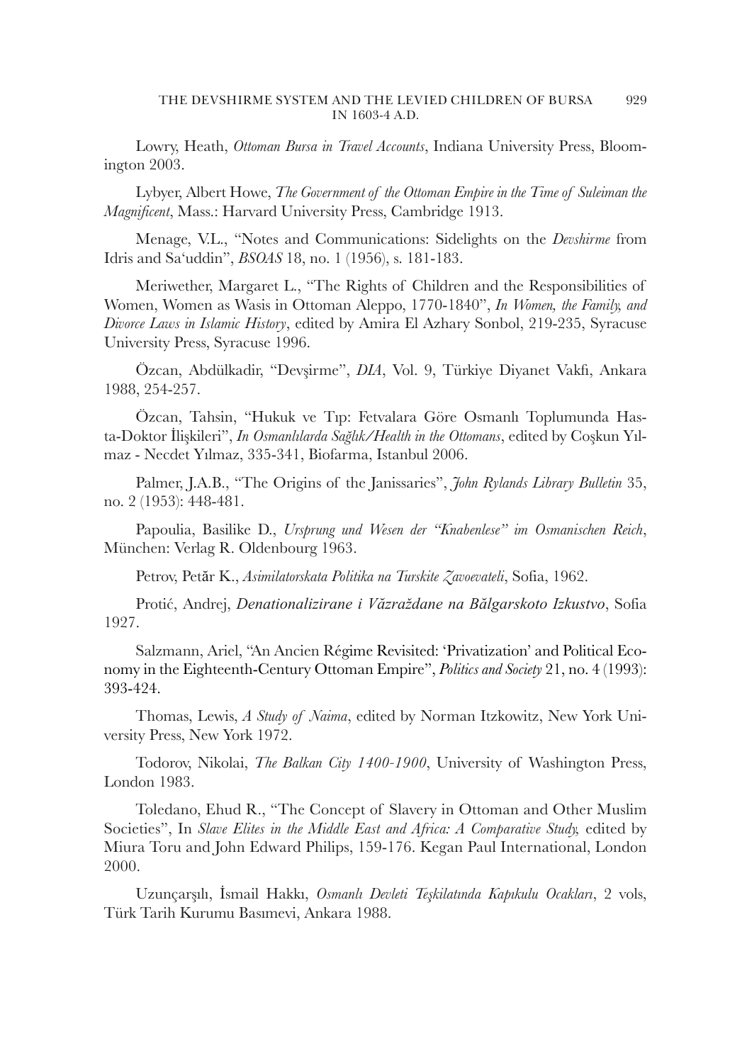Lowry, Heath, *Ottoman Bursa in Travel Accounts*, Indiana University Press, Bloomington 2003.

Lybyer, Albert Howe, *The Government of the Ottoman Empire in the Time of Suleiman the Magnificent*, Mass.: Harvard University Press, Cambridge 1913.

Menage, V.L., "Notes and Communications: Sidelights on the *Devshirme* from Idris and Sa'uddin", *BSOAS* 18, no. 1 (1956), s. 181-183.

Meriwether, Margaret L., "The Rights of Children and the Responsibilities of Women, Women as Wasis in Ottoman Aleppo, 1770-1840", *In Women, the Family, and Divorce Laws in Islamic History*, edited by Amira El Azhary Sonbol, 219-235, Syracuse University Press, Syracuse 1996.

Özcan, Abdülkadir, "Devşirme", *DIA*, Vol. 9, Türkiye Diyanet Vakfı, Ankara 1988, 254-257.

Özcan, Tahsin, "Hukuk ve Tıp: Fetvalara Göre Osmanlı Toplumunda Hasta-Doktor İlişkileri", *In Osmanlılarda Sağlık/Health in the Ottomans*, edited by Coşkun Yılmaz - Necdet Yılmaz, 335-341, Biofarma, Istanbul 2006.

Palmer, J.A.B., "The Origins of the Janissaries", *John Rylands Library Bulletin* 35, no. 2 (1953): 448-481.

Papoulia, Basilike D., *Ursprung und Wesen der "Knabenlese" im Osmanischen Reich*, München: Verlag R. Oldenbourg 1963.

Petrov, Petăr K., *Asimilatorskata Politika na Turskite Zavoevateli*, Sofia, 1962.

Protić, Andrej, *Denationalizirane i Văzraždane na Bălgarskoto Izkustvo*, Sofia 1927.

Salzmann, Ariel, "An Ancien Régime Revisited: 'Privatization' and Political Economy in the Eighteenth-Century Ottoman Empire", *Politics and Society* 21, no. 4 (1993): 393-424.

Thomas, Lewis, *A Study of Naima*, edited by Norman Itzkowitz, New York University Press, New York 1972.

Todorov, Nikolai, *The Balkan City 1400-1900*, University of Washington Press, London 1983.

Toledano, Ehud R., "The Concept of Slavery in Ottoman and Other Muslim Societies", In *Slave Elites in the Middle East and Africa: A Comparative Study,* edited by Miura Toru and John Edward Philips, 159-176. Kegan Paul International, London 2000.

Uzunçarşılı, İsmail Hakkı, *Osmanlı Devleti Teşkilatında Kapıkulu Ocakları*, 2 vols, Türk Tarih Kurumu Basımevi, Ankara 1988.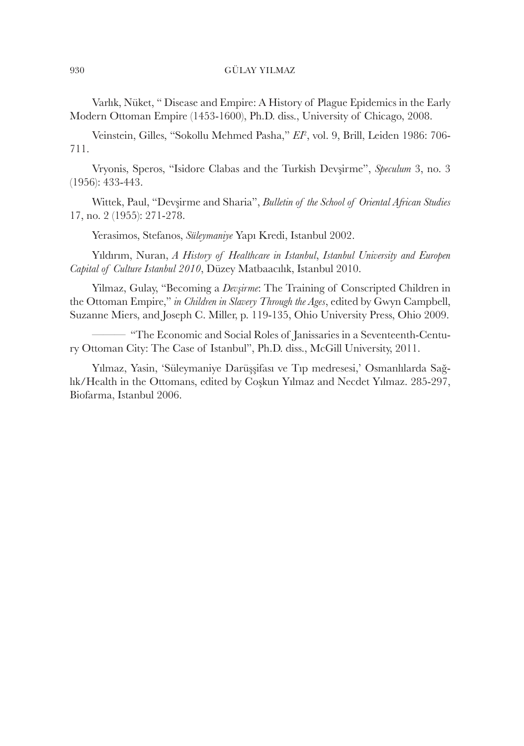Varlık, Nüket, " Disease and Empire: A History of Plague Epidemics in the Early Modern Ottoman Empire (1453-1600), Ph.D. diss., University of Chicago, 2008.

Veinstein, Gilles, "Sokollu Mehmed Pasha," *EI*[2], vol. 9, Brill, Leiden 1986: 706-711.

Vryonis, Speros, "Isidore Clabas and the Turkish Devşirme", *Speculum* 3, no. 3 (1956): 433-443.

Wittek, Paul, "Devşirme and Sharia", *Bulletin of the School of Oriental African Studies* 17, no. 2 (1955): 271-278.

Yerasimos, Stefanos, *Süleymaniye* Yapı Kredi, Istanbul 2002.

Yıldırım, Nuran, *A History of Healthcare in Istanbul*, *Istanbul University and Europen Capital of Culture Istanbul 2010*, Düzey Matbaacılık, Istanbul 2010.

Yilmaz, Gulay, "Becoming a *Devşirme*: The Training of Conscripted Children in the Ottoman Empire," *in Children in Slavery Through the Ages*, edited by Gwyn Campbell, Suzanne Miers, and Joseph C. Miller, p. 119-135, Ohio University Press, Ohio 2009.

——— "The Economic and Social Roles of Janissaries in a Seventeenth-Century Ottoman City: The Case of Istanbul", Ph.D. diss., McGill University, 2011.

Yılmaz, Yasin, 'Süleymaniye Darüşşifası ve Tıp medresesi,' Osmanlılarda Sağlık/Health in the Ottomans, edited by Coşkun Yılmaz and Necdet Yılmaz. 285-297, Biofarma, Istanbul 2006.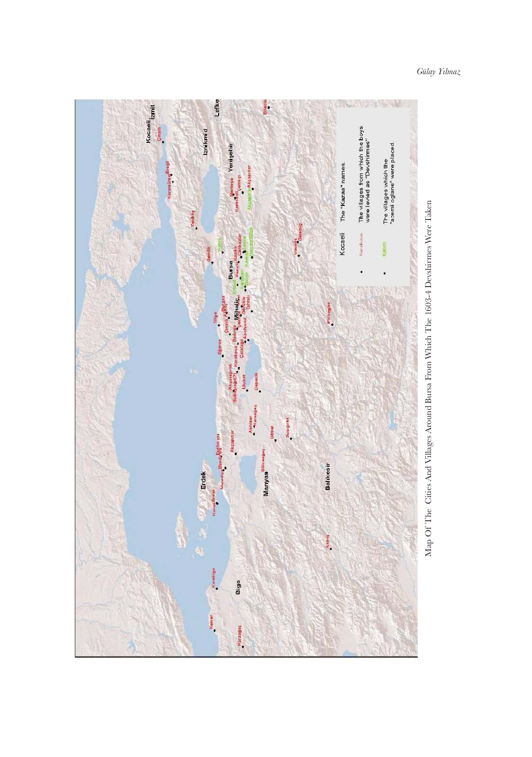Kocaeli
Izmit
Iznikmid
Lefke
Yenişehir
Bursa
Mihaliç
Erdek
Manyas
Balıkesir
Biga

Kocaeli The "Kazaa" names.

Karakoca The villages from which the boys were levied as "Devshirmes"

Kaşıntı The villages which the "acemi oglans" were placed.

Map Of The Cities And Villages Around Bursa From Which The 1603-4 Devshirmes Were Taken